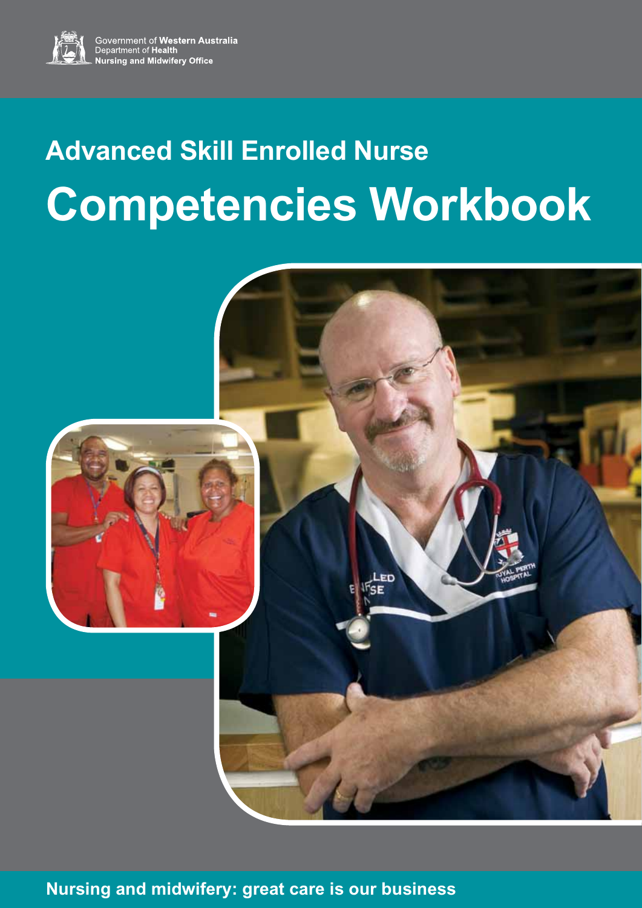Government of **Western Australia**
Department of **Health**
**Nursing and Midwifery Office**

## Advanced Skill Enrolled Nurse

# Competencies Workbook

**Nursing and midwifery: great care is our business**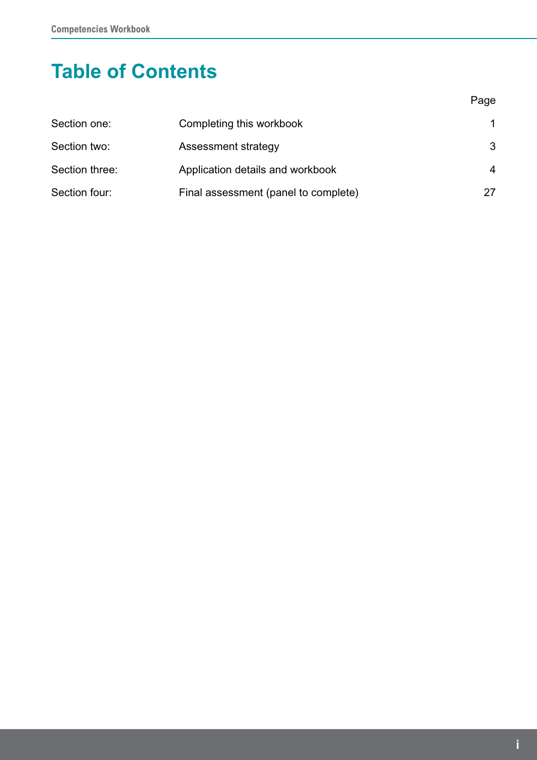# Table of Contents

| | | Page |
|---|---|---|
| Section one: | Completing this workbook | 1 |
| Section two: | Assessment strategy | 3 |
| Section three: | Application details and workbook | 4 |
| Section four: | Final assessment (panel to complete) | 27 |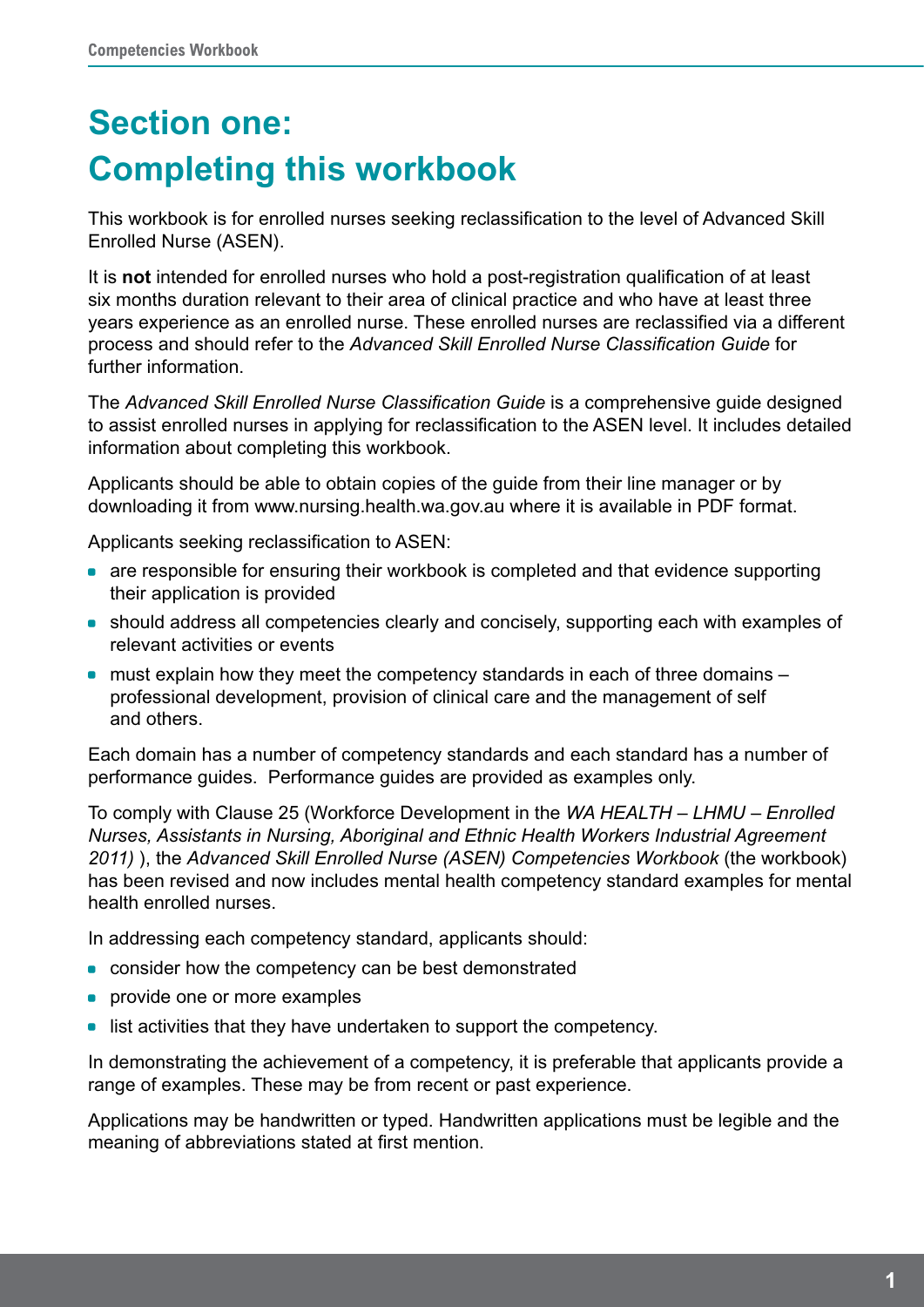# Section one: Completing this workbook

This workbook is for enrolled nurses seeking reclassification to the level of Advanced Skill Enrolled Nurse (ASEN).

It is **not** intended for enrolled nurses who hold a post-registration qualification of at least six months duration relevant to their area of clinical practice and who have at least three years experience as an enrolled nurse. These enrolled nurses are reclassified via a different process and should refer to the *Advanced Skill Enrolled Nurse Classification Guide* for further information.

The *Advanced Skill Enrolled Nurse Classification Guide* is a comprehensive guide designed to assist enrolled nurses in applying for reclassification to the ASEN level. It includes detailed information about completing this workbook.

Applicants should be able to obtain copies of the guide from their line manager or by downloading it from www.nursing.health.wa.gov.au where it is available in PDF format.

Applicants seeking reclassification to ASEN:

- are responsible for ensuring their workbook is completed and that evidence supporting their application is provided
- should address all competencies clearly and concisely, supporting each with examples of relevant activities or events
- must explain how they meet the competency standards in each of three domains – professional development, provision of clinical care and the management of self and others.

Each domain has a number of competency standards and each standard has a number of performance guides. Performance guides are provided as examples only.

To comply with Clause 25 (Workforce Development in the *WA HEALTH – LHMU – Enrolled Nurses, Assistants in Nursing, Aboriginal and Ethnic Health Workers Industrial Agreement 2011)* ), the *Advanced Skill Enrolled Nurse (ASEN) Competencies Workbook* (the workbook) has been revised and now includes mental health competency standard examples for mental health enrolled nurses.

In addressing each competency standard, applicants should:

- consider how the competency can be best demonstrated
- provide one or more examples
- list activities that they have undertaken to support the competency.

In demonstrating the achievement of a competency, it is preferable that applicants provide a range of examples. These may be from recent or past experience.

Applications may be handwritten or typed. Handwritten applications must be legible and the meaning of abbreviations stated at first mention.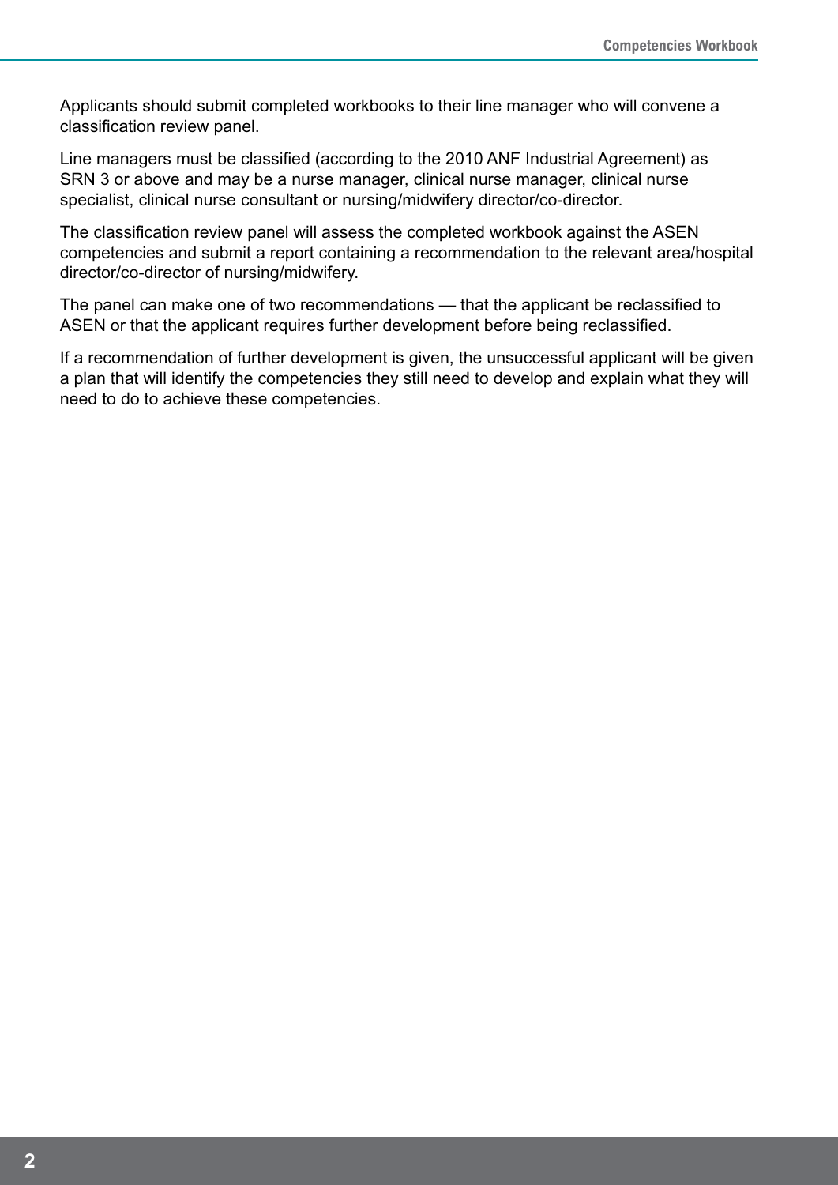Applicants should submit completed workbooks to their line manager who will convene a classification review panel.

Line managers must be classified (according to the 2010 ANF Industrial Agreement) as SRN 3 or above and may be a nurse manager, clinical nurse manager, clinical nurse specialist, clinical nurse consultant or nursing/midwifery director/co-director.

The classification review panel will assess the completed workbook against the ASEN competencies and submit a report containing a recommendation to the relevant area/hospital director/co-director of nursing/midwifery.

The panel can make one of two recommendations — that the applicant be reclassified to ASEN or that the applicant requires further development before being reclassified.

If a recommendation of further development is given, the unsuccessful applicant will be given a plan that will identify the competencies they still need to develop and explain what they will need to do to achieve these competencies.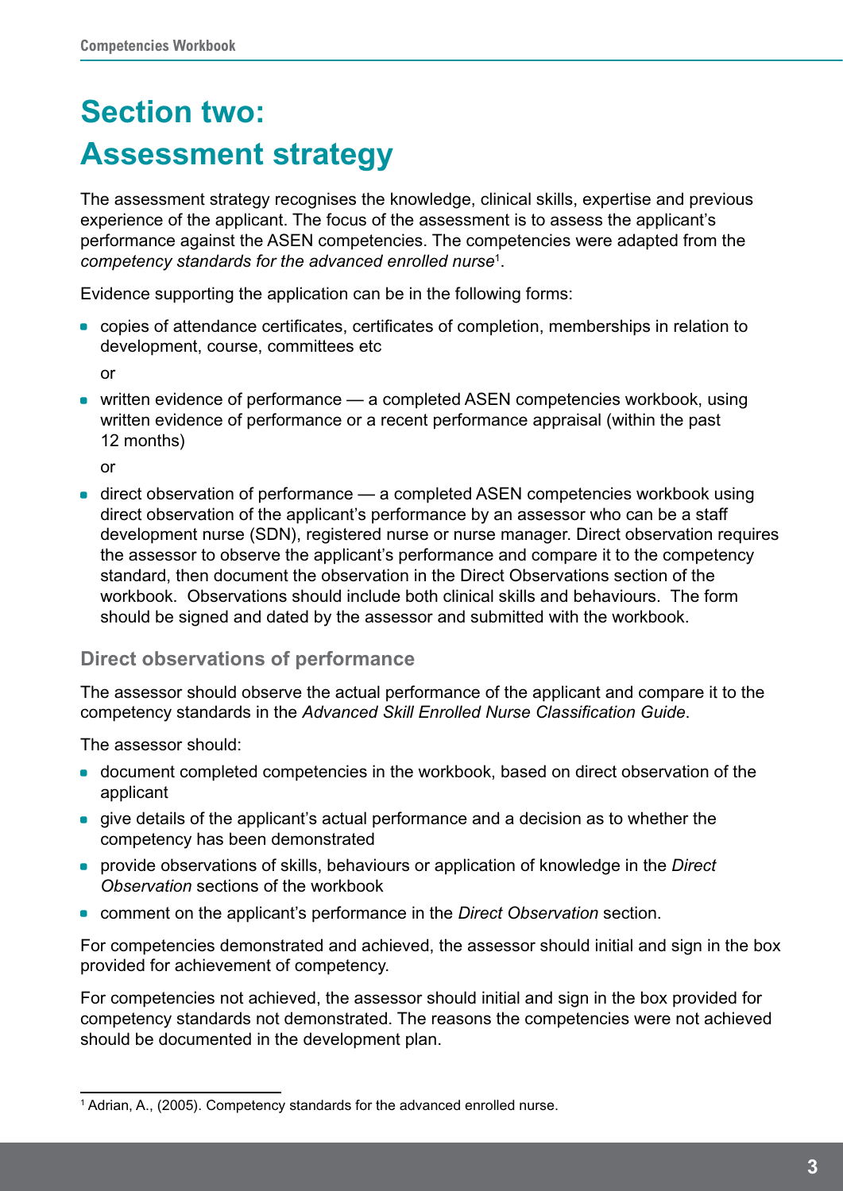# Section two: Assessment strategy

The assessment strategy recognises the knowledge, clinical skills, expertise and previous experience of the applicant. The focus of the assessment is to assess the applicant's performance against the ASEN competencies. The competencies were adapted from the *competency standards for the advanced enrolled nurse*[1].

Evidence supporting the application can be in the following forms:

- copies of attendance certificates, certificates of completion, memberships in relation to development, course, committees etc

  or

- written evidence of performance — a completed ASEN competencies workbook, using written evidence of performance or a recent performance appraisal (within the past 12 months)

  or

- direct observation of performance — a completed ASEN competencies workbook using direct observation of the applicant's performance by an assessor who can be a staff development nurse (SDN), registered nurse or nurse manager. Direct observation requires the assessor to observe the applicant's performance and compare it to the competency standard, then document the observation in the Direct Observations section of the workbook. Observations should include both clinical skills and behaviours. The form should be signed and dated by the assessor and submitted with the workbook.

### Direct observations of performance

The assessor should observe the actual performance of the applicant and compare it to the competency standards in the *Advanced Skill Enrolled Nurse Classification Guide*.

The assessor should:

- document completed competencies in the workbook, based on direct observation of the applicant
- give details of the applicant's actual performance and a decision as to whether the competency has been demonstrated
- provide observations of skills, behaviours or application of knowledge in the *Direct Observation* sections of the workbook
- comment on the applicant's performance in the *Direct Observation* section.

For competencies demonstrated and achieved, the assessor should initial and sign in the box provided for achievement of competency.

For competencies not achieved, the assessor should initial and sign in the box provided for competency standards not demonstrated. The reasons the competencies were not achieved should be documented in the development plan.

---

[1] Adrian, A., (2005). Competency standards for the advanced enrolled nurse.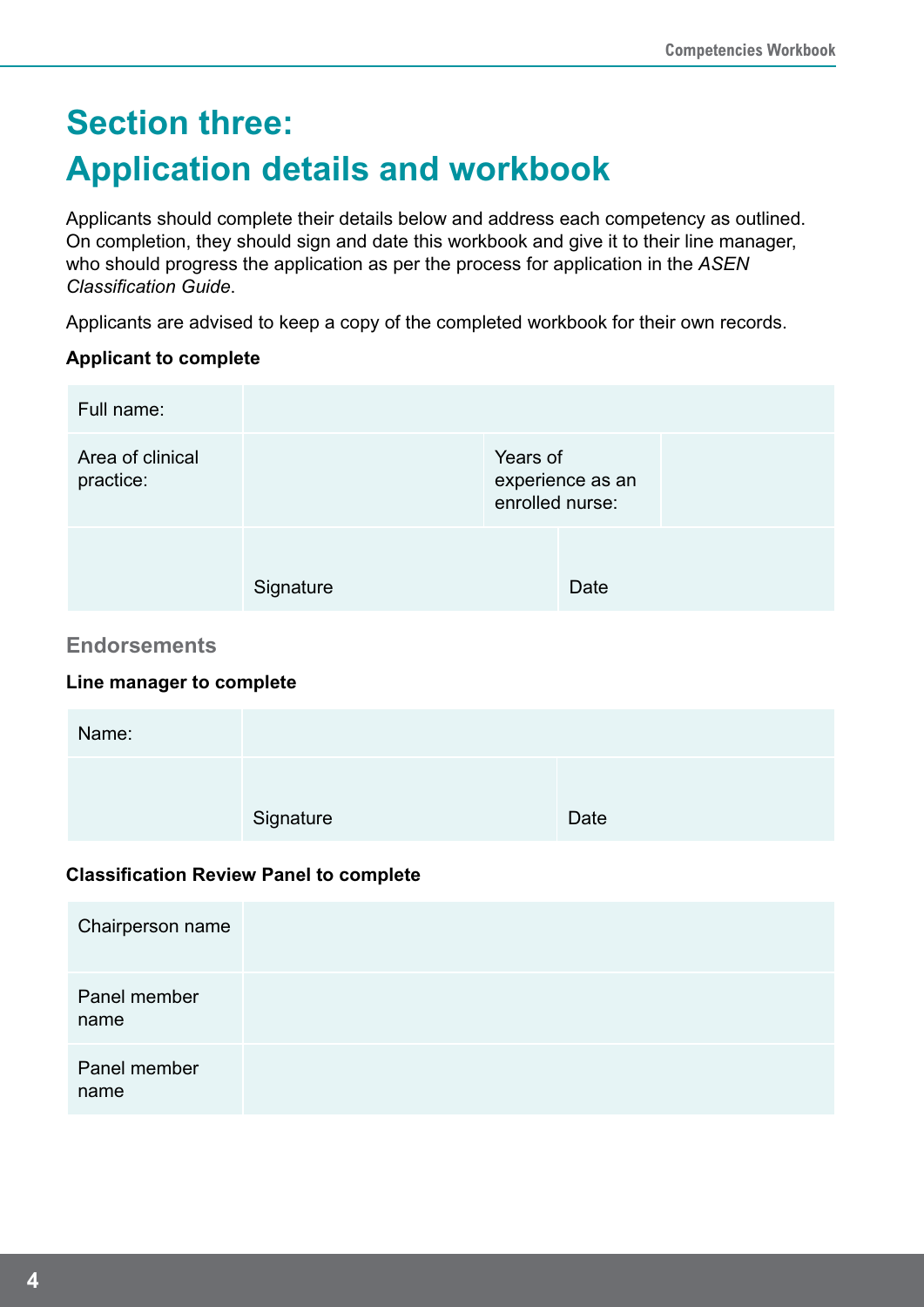# Section three: Application details and workbook

Applicants should complete their details below and address each competency as outlined. On completion, they should sign and date this workbook and give it to their line manager, who should progress the application as per the process for application in the *ASEN Classification Guide*.

Applicants are advised to keep a copy of the completed workbook for their own records.

**Applicant to complete**

| Full name: | | | |
|---|---|---|---|
| Area of clinical practice: | | Years of experience as an enrolled nurse: | |
| | Signature | Date | |

### Endorsements

**Line manager to complete**

| Name: | | |
|---|---|---|
| | Signature | Date |

**Classification Review Panel to complete**

| Chairperson name | |
|---|---|
| Panel member name | |
| Panel member name | |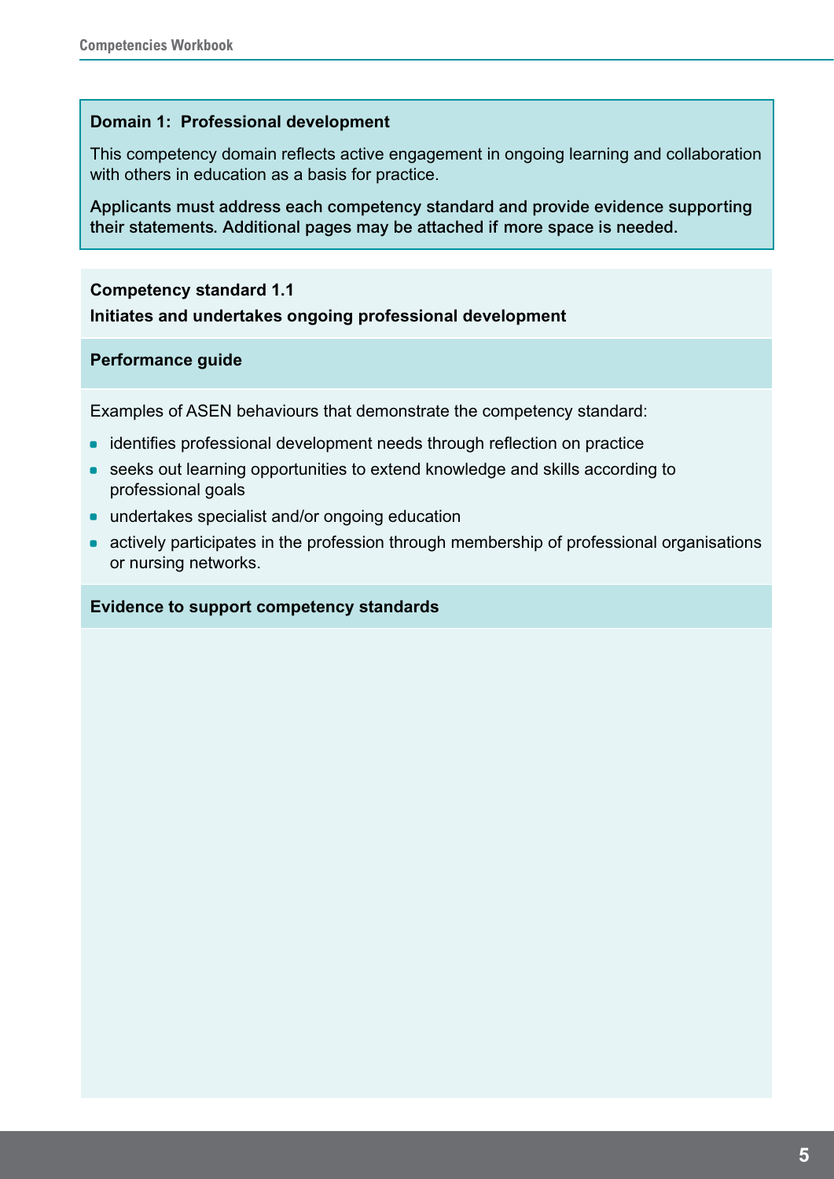## Domain 1: Professional development

This competency domain reflects active engagement in ongoing learning and collaboration with others in education as a basis for practice.

**Applicants must address each competency standard and provide evidence supporting their statements. Additional pages may be attached if more space is needed.**

### Competency standard 1.1

**Initiates and undertakes ongoing professional development**

#### Performance guide

Examples of ASEN behaviours that demonstrate the competency standard:

- identifies professional development needs through reflection on practice
- seeks out learning opportunities to extend knowledge and skills according to professional goals
- undertakes specialist and/or ongoing education
- actively participates in the profession through membership of professional organisations or nursing networks.

#### Evidence to support competency standards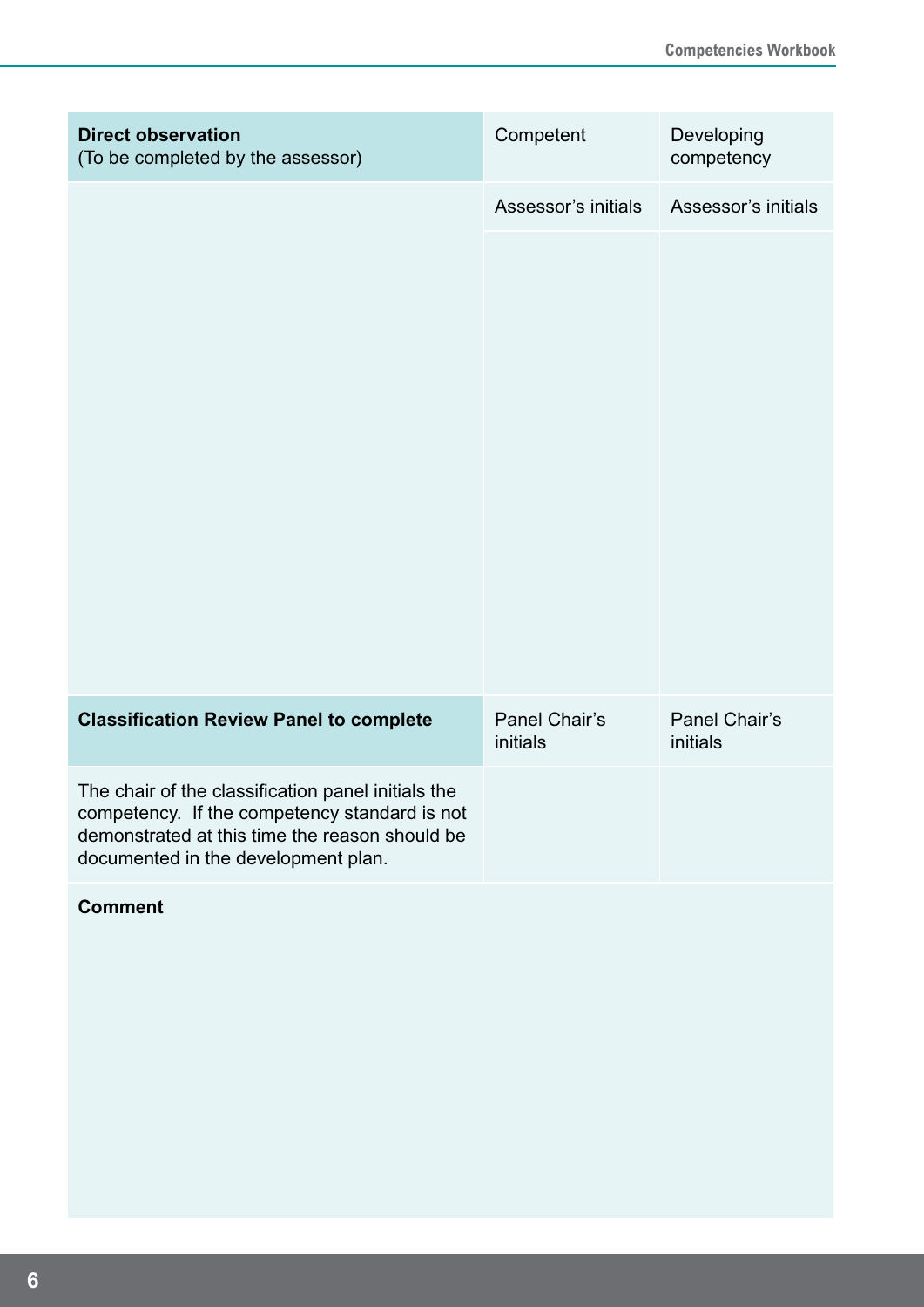| **Direct observation** (To be completed by the assessor) | Competent | Developing competency |
| --- | --- | --- |
| | Assessor's initials | Assessor's initials |
| | | |
| **Classification Review Panel to complete** | Panel Chair's initials | Panel Chair's initials |
| The chair of the classification panel initials the competency. If the competency standard is not demonstrated at this time the reason should be documented in the development plan. | | |

**Comment**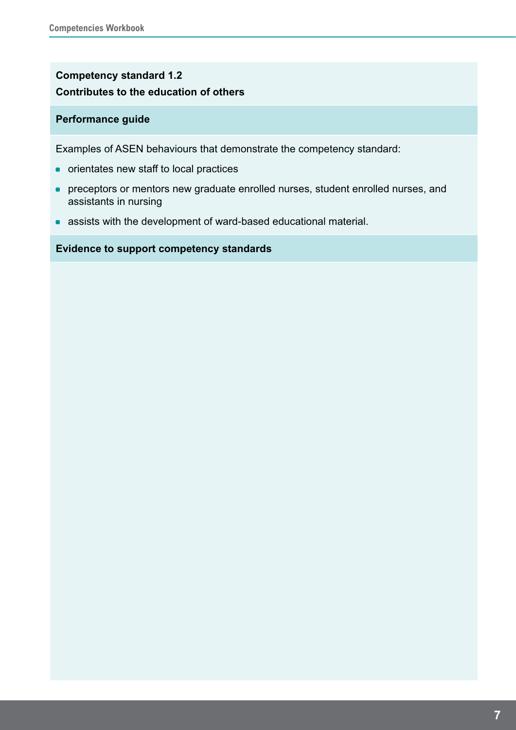**Competency standard 1.2**
**Contributes to the education of others**

**Performance guide**

Examples of ASEN behaviours that demonstrate the competency standard:

- orientates new staff to local practices
- preceptors or mentors new graduate enrolled nurses, student enrolled nurses, and assistants in nursing
- assists with the development of ward-based educational material.

**Evidence to support competency standards**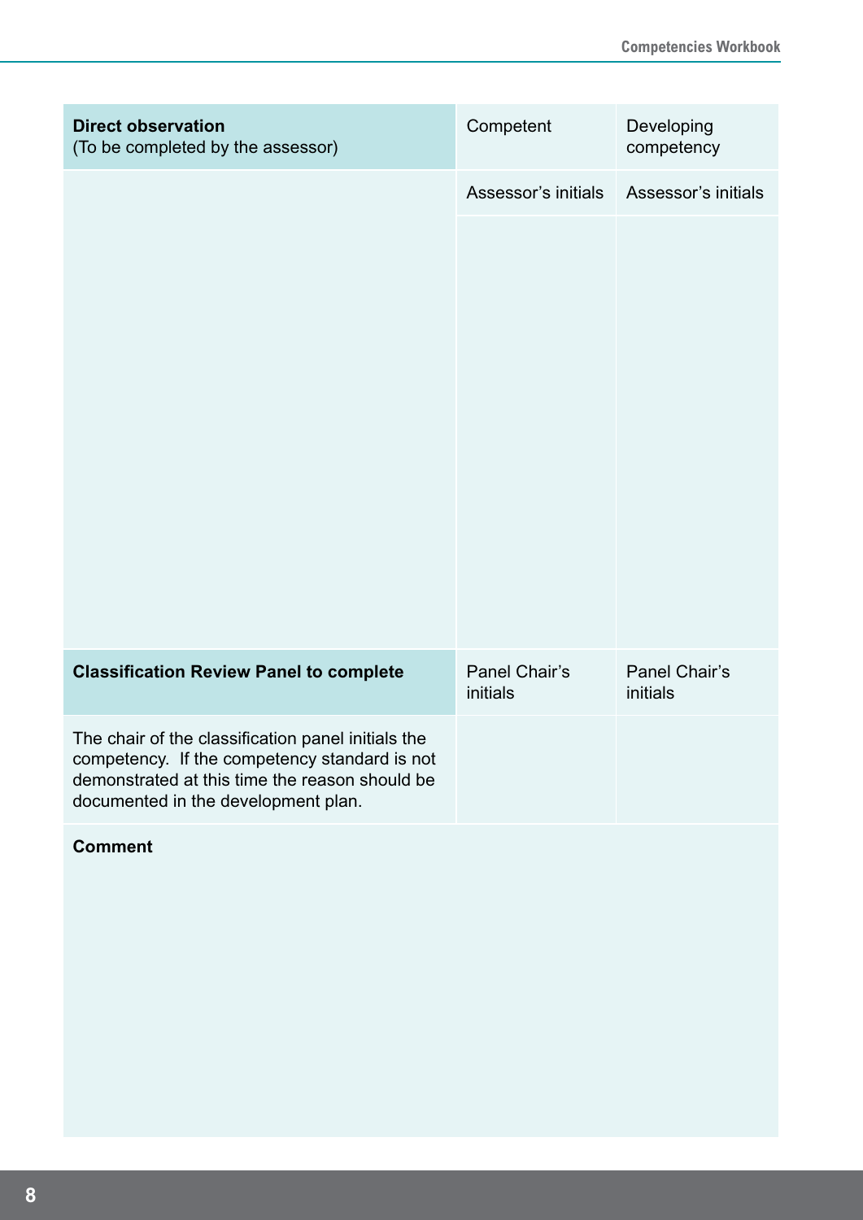| **Direct observation**<br>(To be completed by the assessor) | Competent | Developing competency |
|---|---|---|
| | Assessor's initials | Assessor's initials |
| | | |
| **Classification Review Panel to complete** | Panel Chair's initials | Panel Chair's initials |
| The chair of the classification panel initials the competency. If the competency standard is not demonstrated at this time the reason should be documented in the development plan. | | |

**Comment**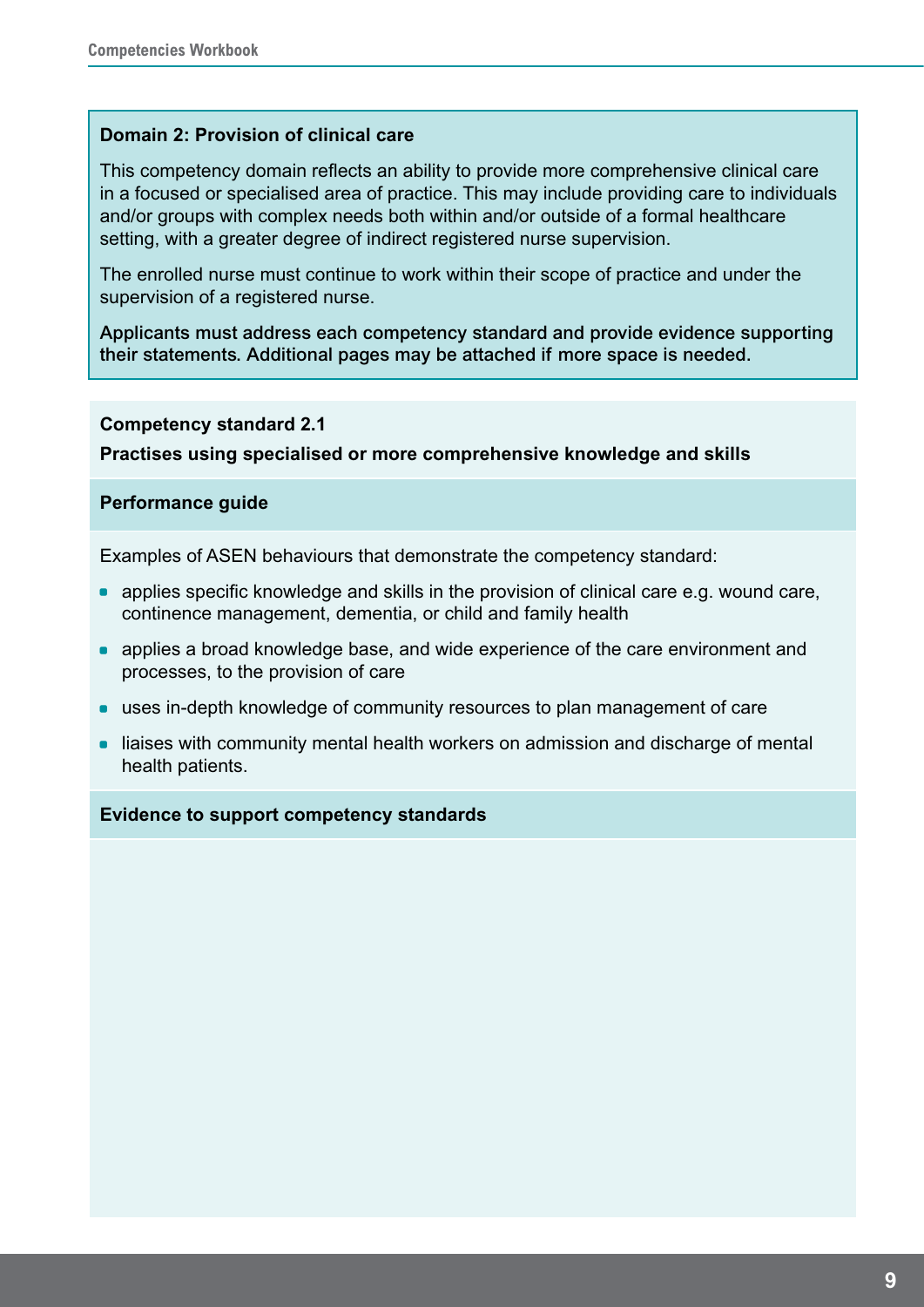## Domain 2: Provision of clinical care

This competency domain reflects an ability to provide more comprehensive clinical care in a focused or specialised area of practice. This may include providing care to individuals and/or groups with complex needs both within and/or outside of a formal healthcare setting, with a greater degree of indirect registered nurse supervision.

The enrolled nurse must continue to work within their scope of practice and under the supervision of a registered nurse.

**Applicants must address each competency standard and provide evidence supporting their statements. Additional pages may be attached if more space is needed.**

### Competency standard 2.1

**Practises using specialised or more comprehensive knowledge and skills**

#### Performance guide

Examples of ASEN behaviours that demonstrate the competency standard:

- applies specific knowledge and skills in the provision of clinical care e.g. wound care, continence management, dementia, or child and family health
- applies a broad knowledge base, and wide experience of the care environment and processes, to the provision of care
- uses in-depth knowledge of community resources to plan management of care
- liaises with community mental health workers on admission and discharge of mental health patients.

#### Evidence to support competency standards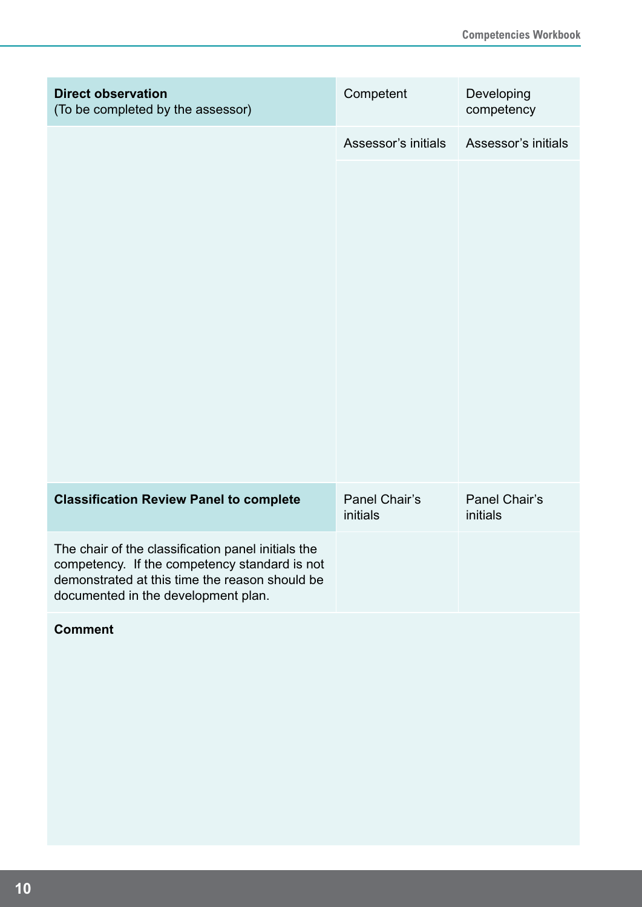| **Direct observation** (To be completed by the assessor) | Competent | Developing competency |
|---|---|---|
| | Assessor's initials | Assessor's initials |
| | | |
| **Classification Review Panel to complete** | Panel Chair's initials | Panel Chair's initials |
| The chair of the classification panel initials the competency. If the competency standard is not demonstrated at this time the reason should be documented in the development plan. | | |

**Comment**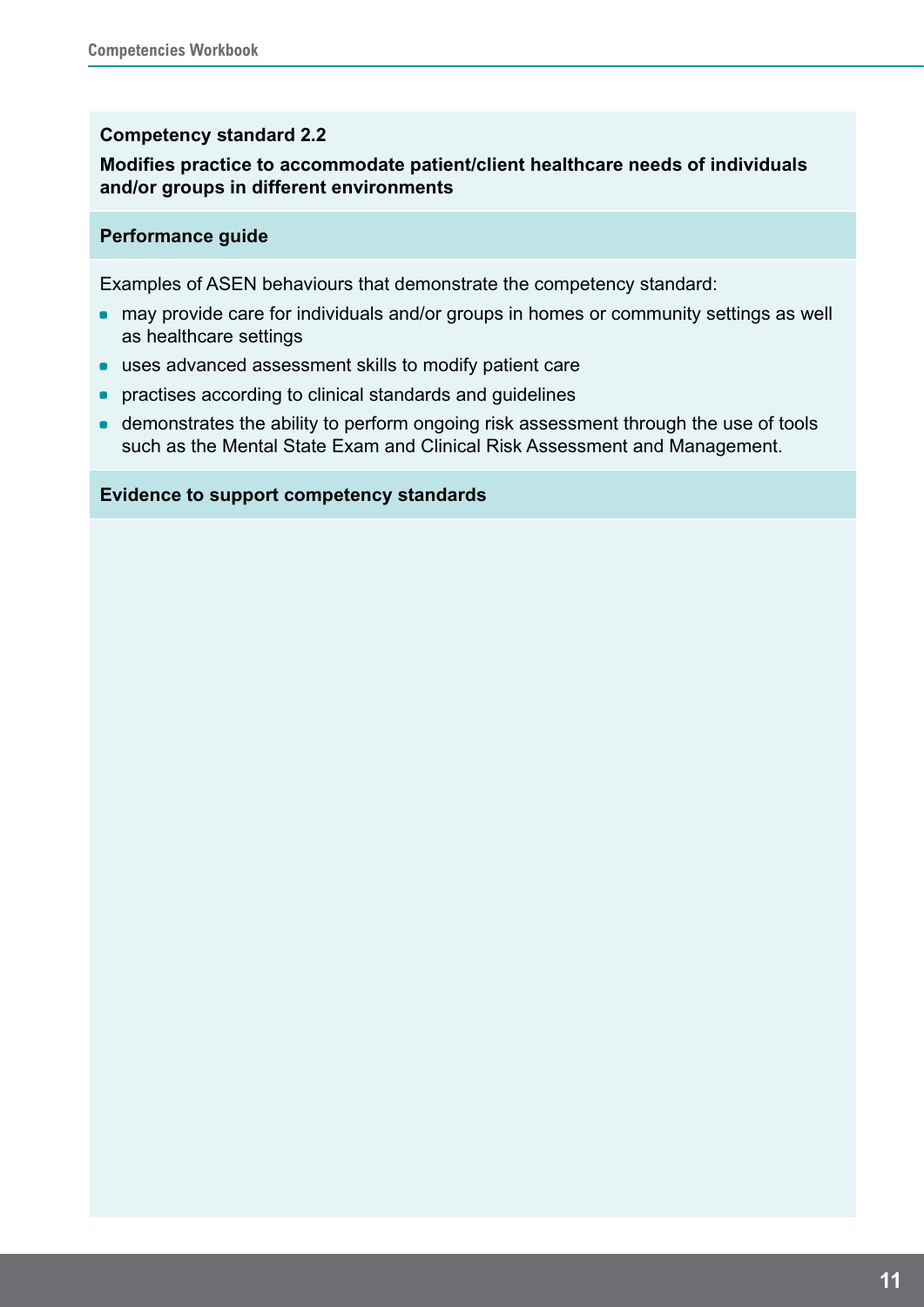**Competency standard 2.2**

**Modifies practice to accommodate patient/client healthcare needs of individuals and/or groups in different environments**

**Performance guide**

Examples of ASEN behaviours that demonstrate the competency standard:

- may provide care for individuals and/or groups in homes or community settings as well as healthcare settings
- uses advanced assessment skills to modify patient care
- practises according to clinical standards and guidelines
- demonstrates the ability to perform ongoing risk assessment through the use of tools such as the Mental State Exam and Clinical Risk Assessment and Management.

**Evidence to support competency standards**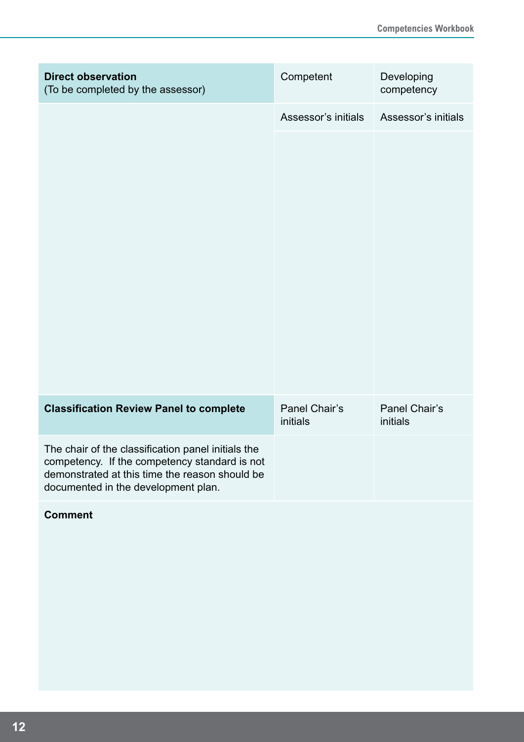| **Direct observation** (To be completed by the assessor) | Competent | Developing competency |
|---|---|---|
| | Assessor's initials | Assessor's initials |
| | | |
| **Classification Review Panel to complete** | Panel Chair's initials | Panel Chair's initials |
| The chair of the classification panel initials the competency. If the competency standard is not demonstrated at this time the reason should be documented in the development plan. | | |

**Comment**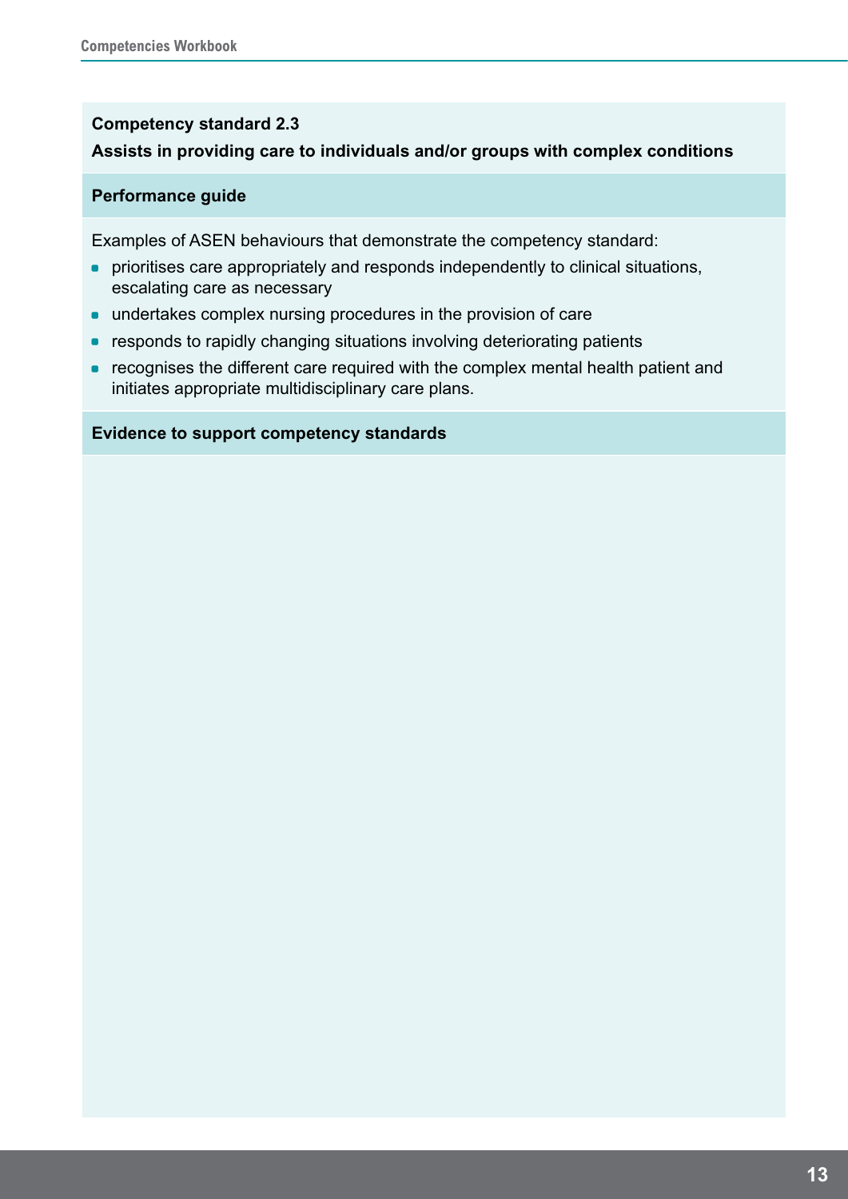**Competency standard 2.3**

**Assists in providing care to individuals and/or groups with complex conditions**

**Performance guide**

Examples of ASEN behaviours that demonstrate the competency standard:

- prioritises care appropriately and responds independently to clinical situations, escalating care as necessary
- undertakes complex nursing procedures in the provision of care
- responds to rapidly changing situations involving deteriorating patients
- recognises the different care required with the complex mental health patient and initiates appropriate multidisciplinary care plans.

**Evidence to support competency standards**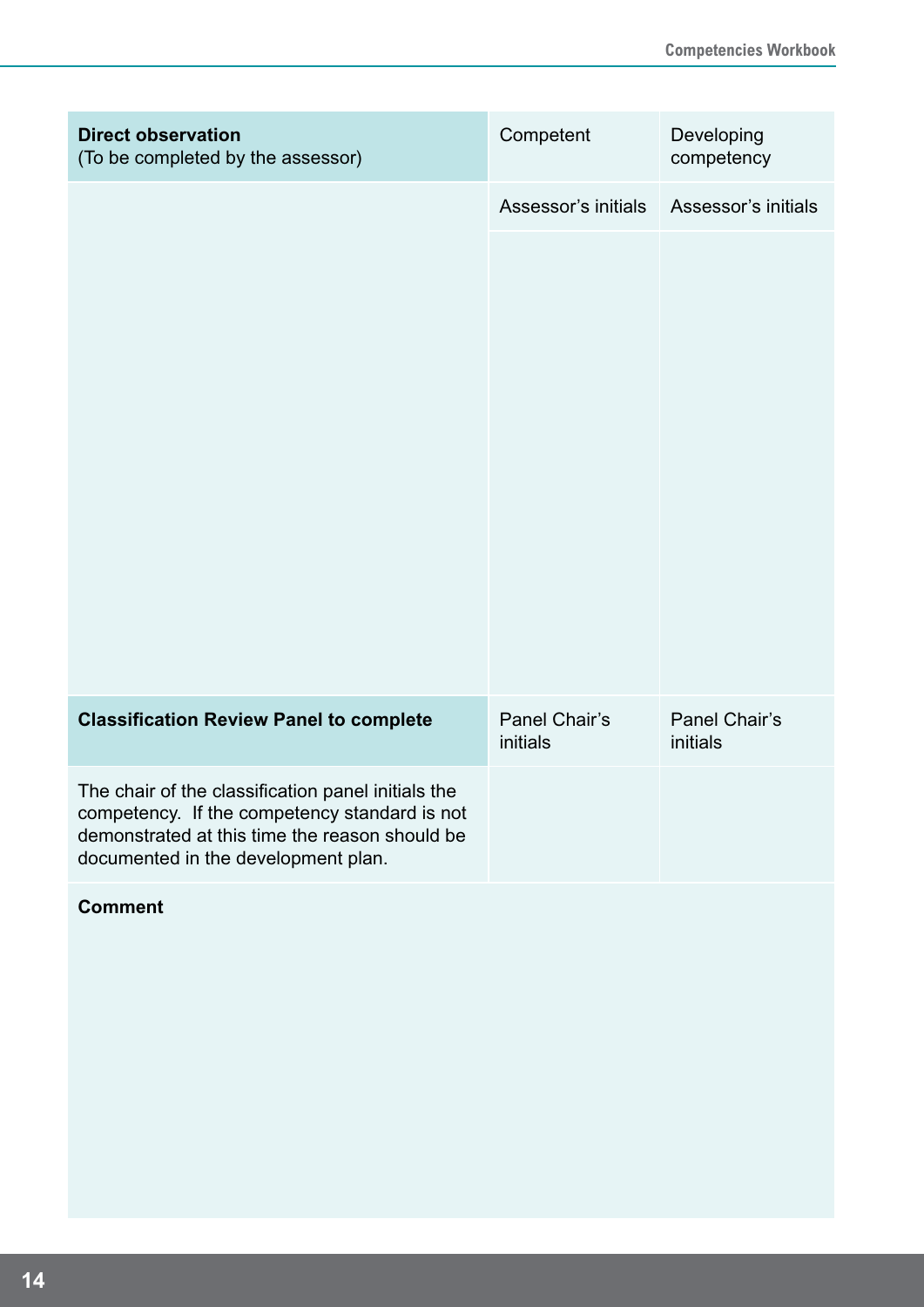| **Direct observation** (To be completed by the assessor) | Competent | Developing competency |
|---|---|---|
| | Assessor's initials | Assessor's initials |
| | | |
| **Classification Review Panel to complete** | Panel Chair's initials | Panel Chair's initials |
| The chair of the classification panel initials the competency. If the competency standard is not demonstrated at this time the reason should be documented in the development plan. | | |

**Comment**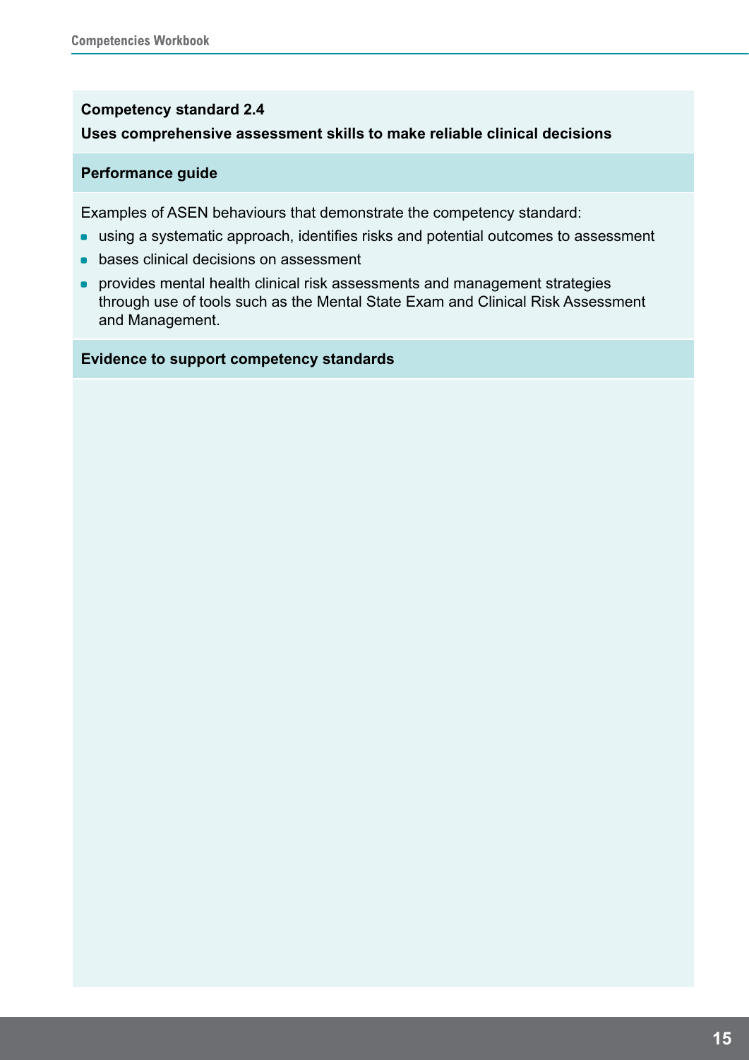**Competency standard 2.4**

**Uses comprehensive assessment skills to make reliable clinical decisions**

**Performance guide**

Examples of ASEN behaviours that demonstrate the competency standard:

- using a systematic approach, identifies risks and potential outcomes to assessment
- bases clinical decisions on assessment
- provides mental health clinical risk assessments and management strategies through use of tools such as the Mental State Exam and Clinical Risk Assessment and Management.

**Evidence to support competency standards**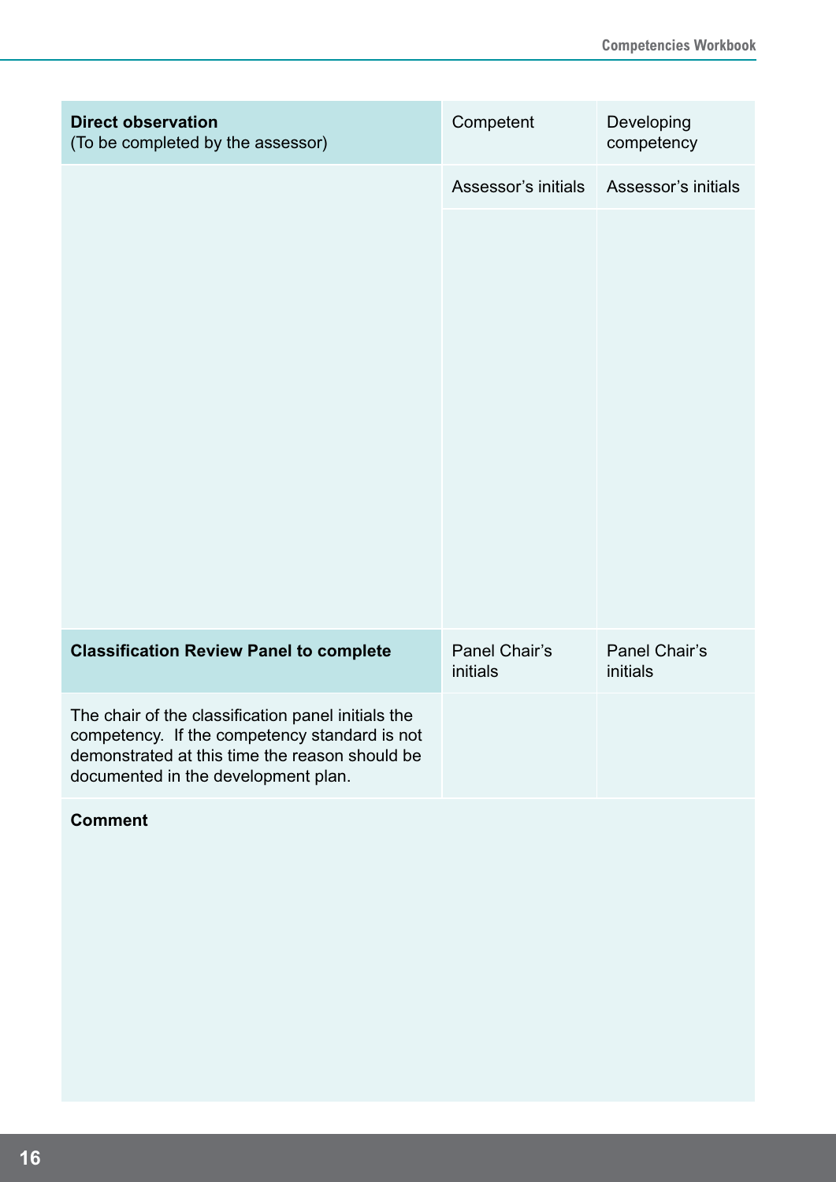| **Direct observation** (To be completed by the assessor) | Competent | Developing competency |
|---|---|---|
| | Assessor's initials | Assessor's initials |
| | | |
| **Classification Review Panel to complete** | Panel Chair's initials | Panel Chair's initials |
| The chair of the classification panel initials the competency. If the competency standard is not demonstrated at this time the reason should be documented in the development plan. | | |

**Comment**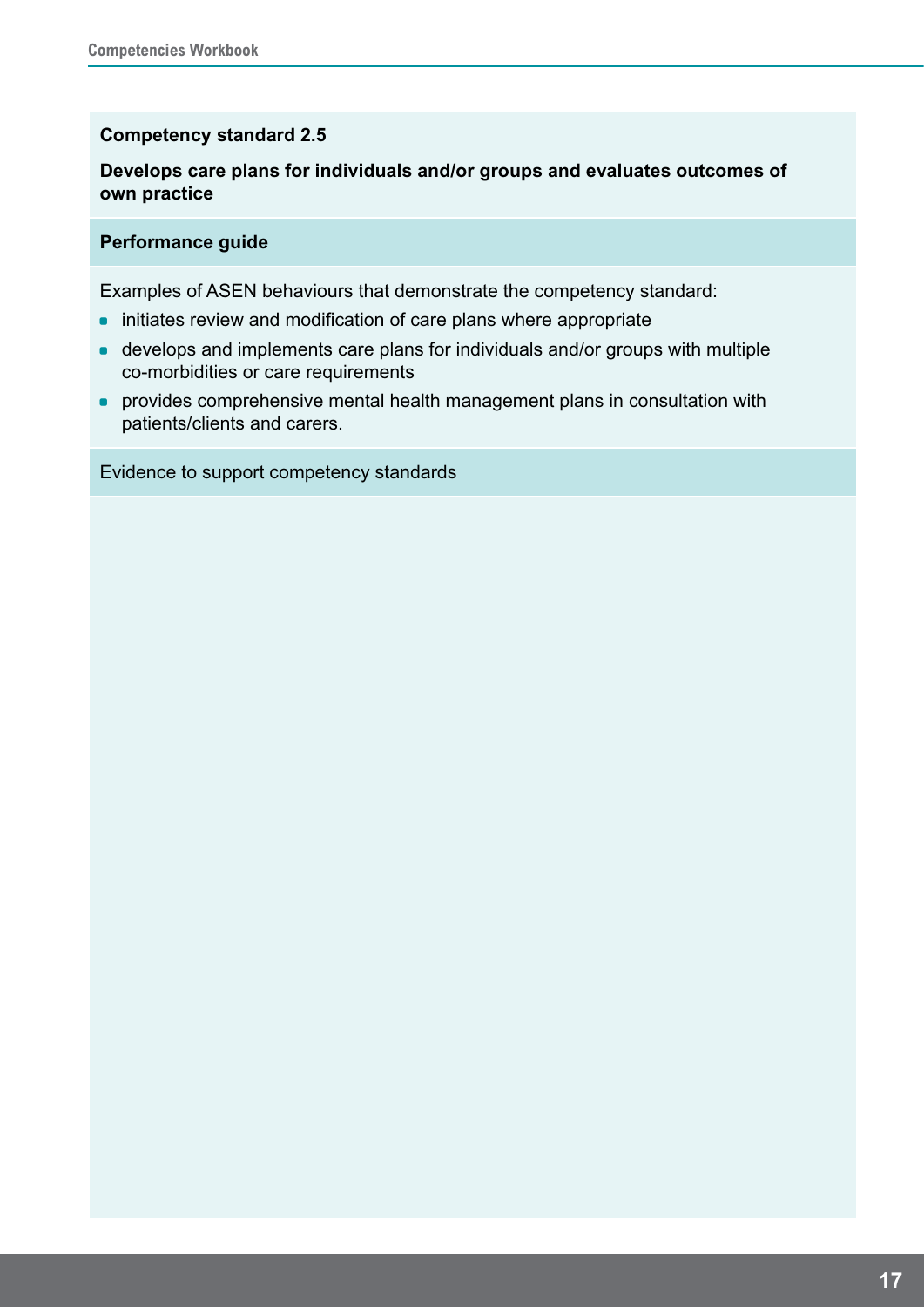**Competency standard 2.5**

**Develops care plans for individuals and/or groups and evaluates outcomes of own practice**

**Performance guide**

Examples of ASEN behaviours that demonstrate the competency standard:

- initiates review and modification of care plans where appropriate
- develops and implements care plans for individuals and/or groups with multiple co-morbidities or care requirements
- provides comprehensive mental health management plans in consultation with patients/clients and carers.

Evidence to support competency standards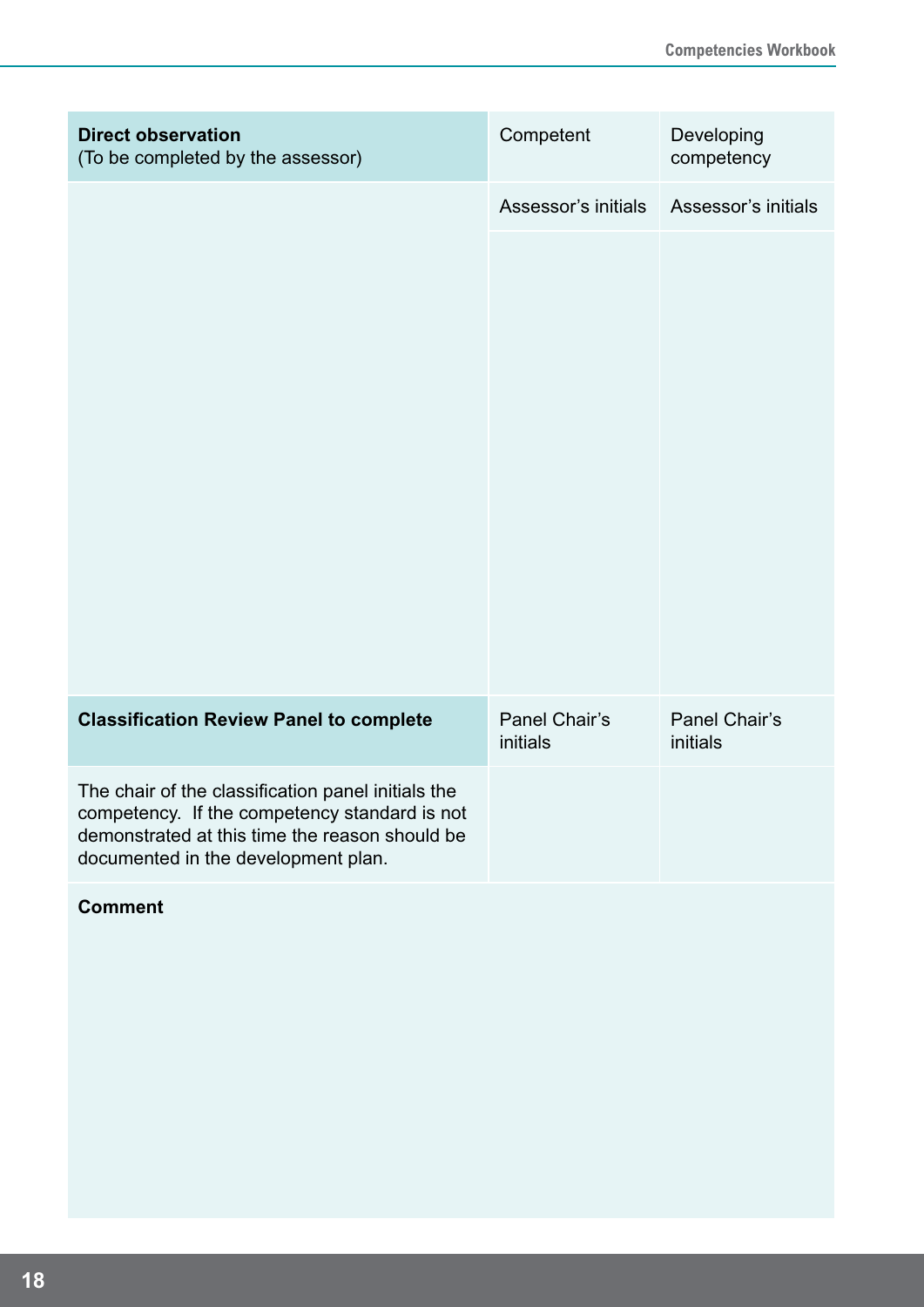| **Direct observation**<br>(To be completed by the assessor) | Competent | Developing competency |
|---|---|---|
| | Assessor's initials | Assessor's initials |
| | | |
| **Classification Review Panel to complete** | Panel Chair's initials | Panel Chair's initials |
| The chair of the classification panel initials the competency. If the competency standard is not demonstrated at this time the reason should be documented in the development plan. | | |

**Comment**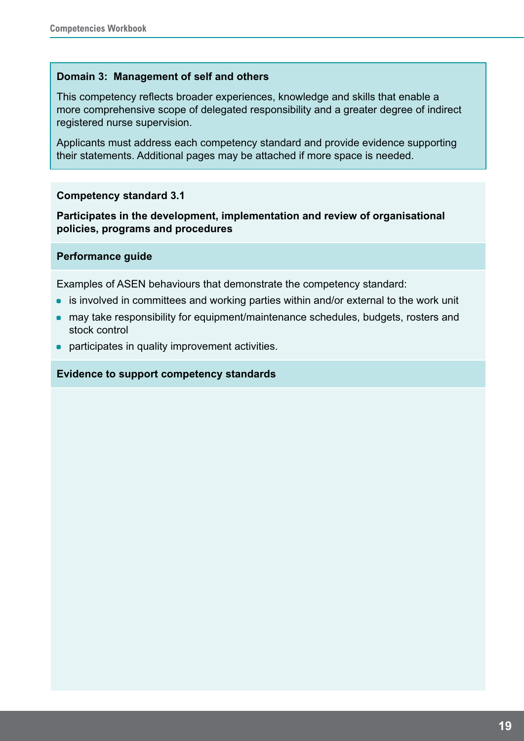**Domain 3: Management of self and others**

This competency reflects broader experiences, knowledge and skills that enable a more comprehensive scope of delegated responsibility and a greater degree of indirect registered nurse supervision.

Applicants must address each competency standard and provide evidence supporting their statements. Additional pages may be attached if more space is needed.

**Competency standard 3.1**

**Participates in the development, implementation and review of organisational policies, programs and procedures**

**Performance guide**

Examples of ASEN behaviours that demonstrate the competency standard:

- is involved in committees and working parties within and/or external to the work unit
- may take responsibility for equipment/maintenance schedules, budgets, rosters and stock control
- participates in quality improvement activities.

**Evidence to support competency standards**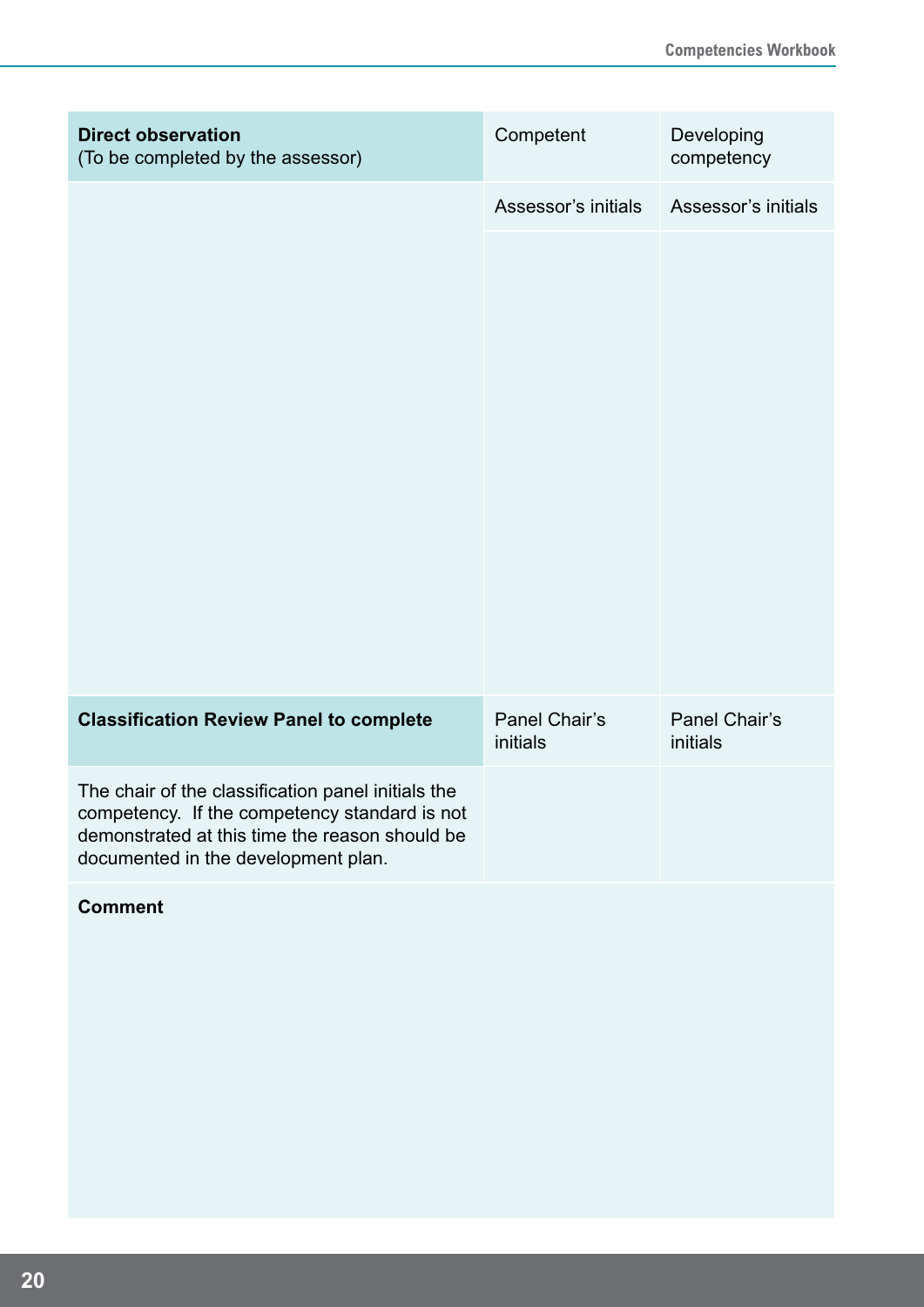| **Direct observation** (To be completed by the assessor) | Competent | Developing competency |
|---|---|---|
| | Assessor's initials | Assessor's initials |
| | | |
| **Classification Review Panel to complete** | Panel Chair's initials | Panel Chair's initials |
| The chair of the classification panel initials the competency. If the competency standard is not demonstrated at this time the reason should be documented in the development plan. | | |

**Comment**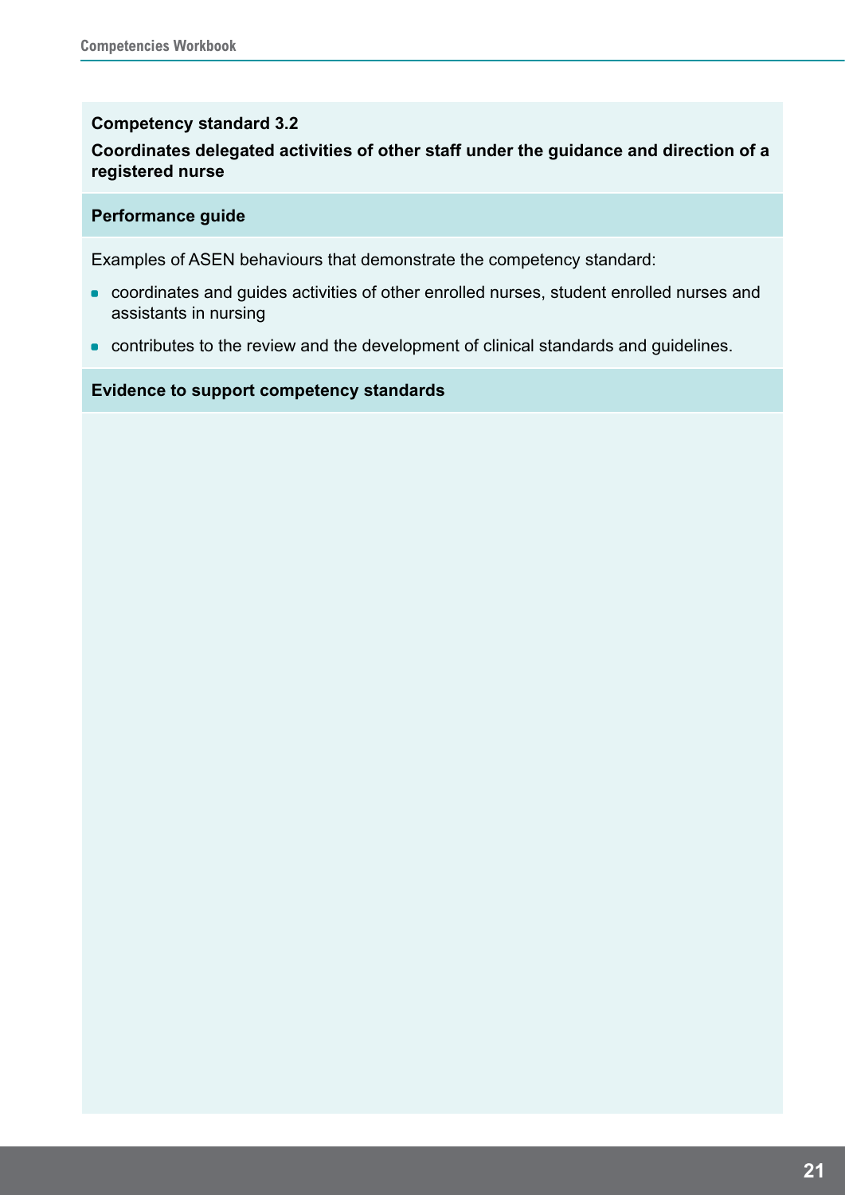**Competency standard 3.2**

**Coordinates delegated activities of other staff under the guidance and direction of a registered nurse**

**Performance guide**

Examples of ASEN behaviours that demonstrate the competency standard:

- coordinates and guides activities of other enrolled nurses, student enrolled nurses and assistants in nursing
- contributes to the review and the development of clinical standards and guidelines.

**Evidence to support competency standards**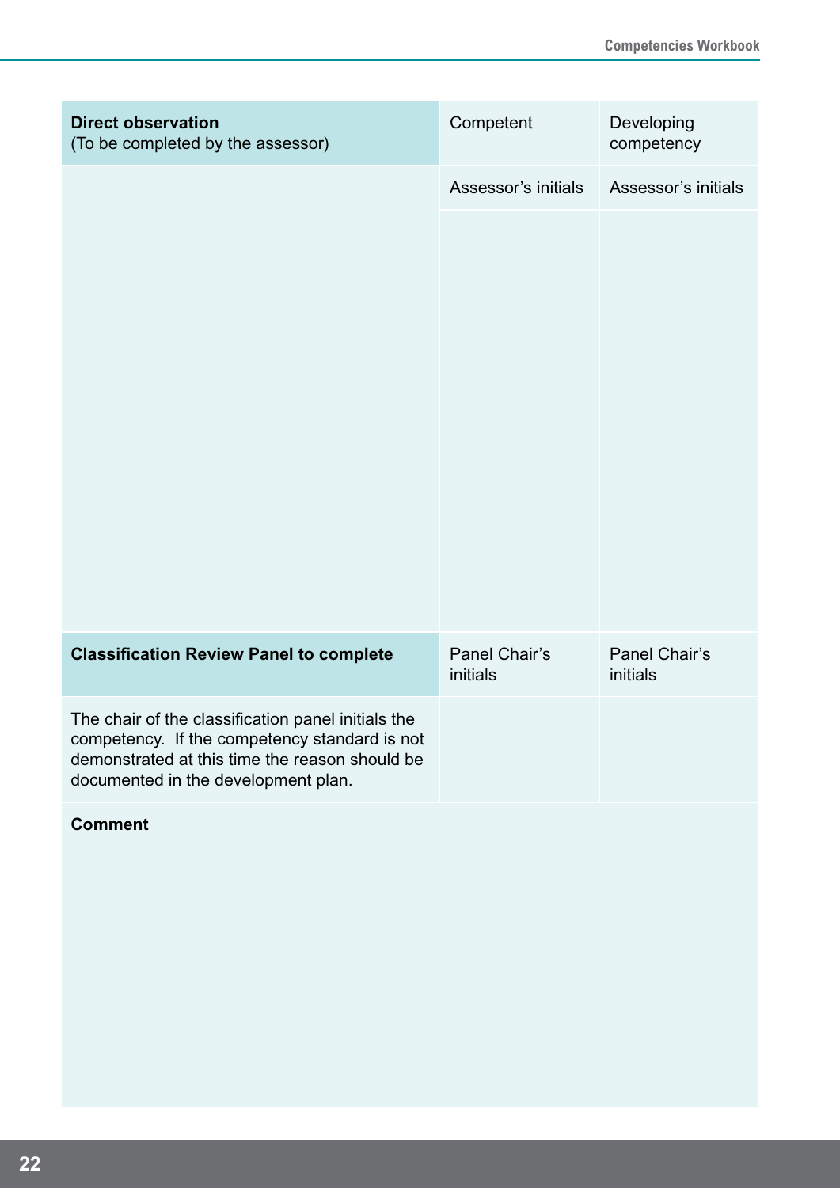| **Direct observation** (To be completed by the assessor) | Competent | Developing competency |
| --- | --- | --- |
| | Assessor's initials | Assessor's initials |
| | | |
| **Classification Review Panel to complete** | Panel Chair's initials | Panel Chair's initials |
| The chair of the classification panel initials the competency.  If the competency standard is not demonstrated at this time the reason should be documented in the development plan. | | |

**Comment**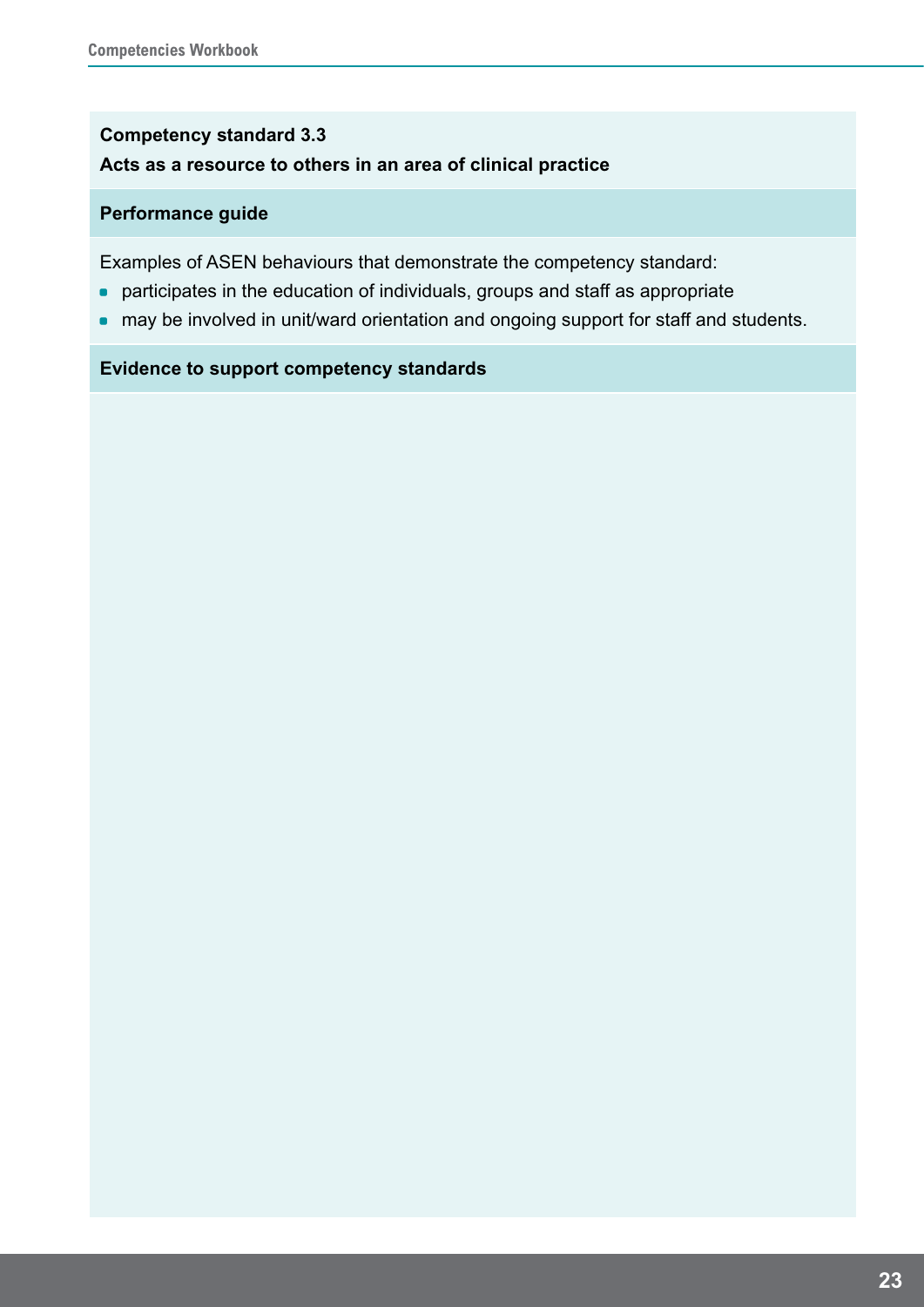**Competency standard 3.3**

**Acts as a resource to others in an area of clinical practice**

**Performance guide**

Examples of ASEN behaviours that demonstrate the competency standard:

- participates in the education of individuals, groups and staff as appropriate
- may be involved in unit/ward orientation and ongoing support for staff and students.

**Evidence to support competency standards**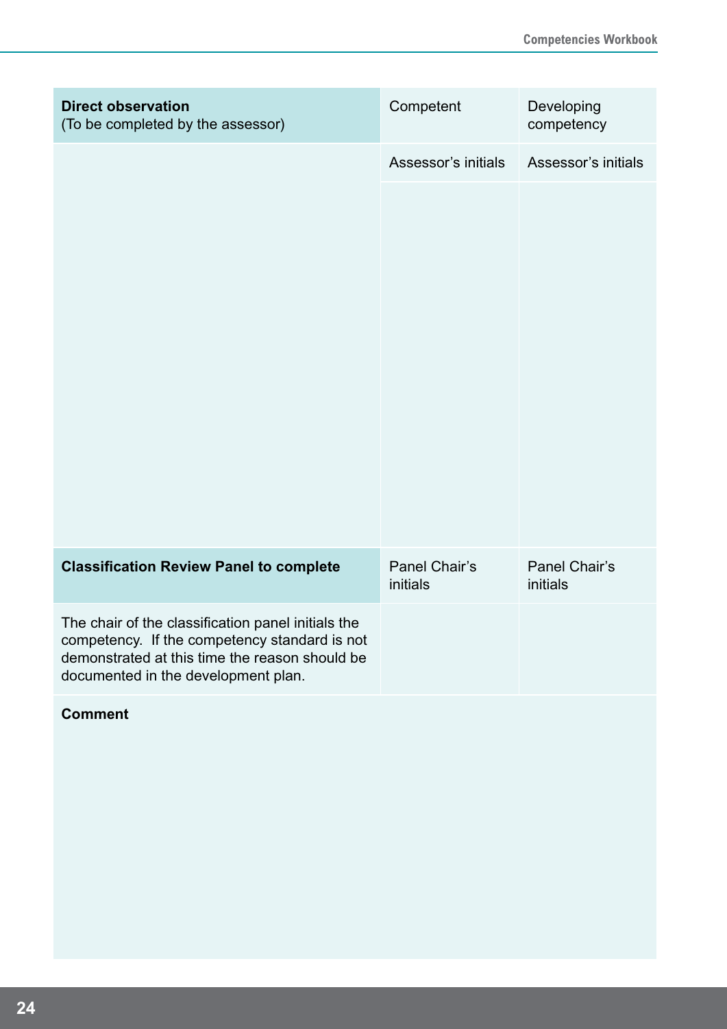| **Direct observation** (To be completed by the assessor) | Competent | Developing competency |
|---|---|---|
| | Assessor's initials | Assessor's initials |
| | | |
| **Classification Review Panel to complete** | Panel Chair's initials | Panel Chair's initials |
| The chair of the classification panel initials the competency. If the competency standard is not demonstrated at this time the reason should be documented in the development plan. | | |

**Comment**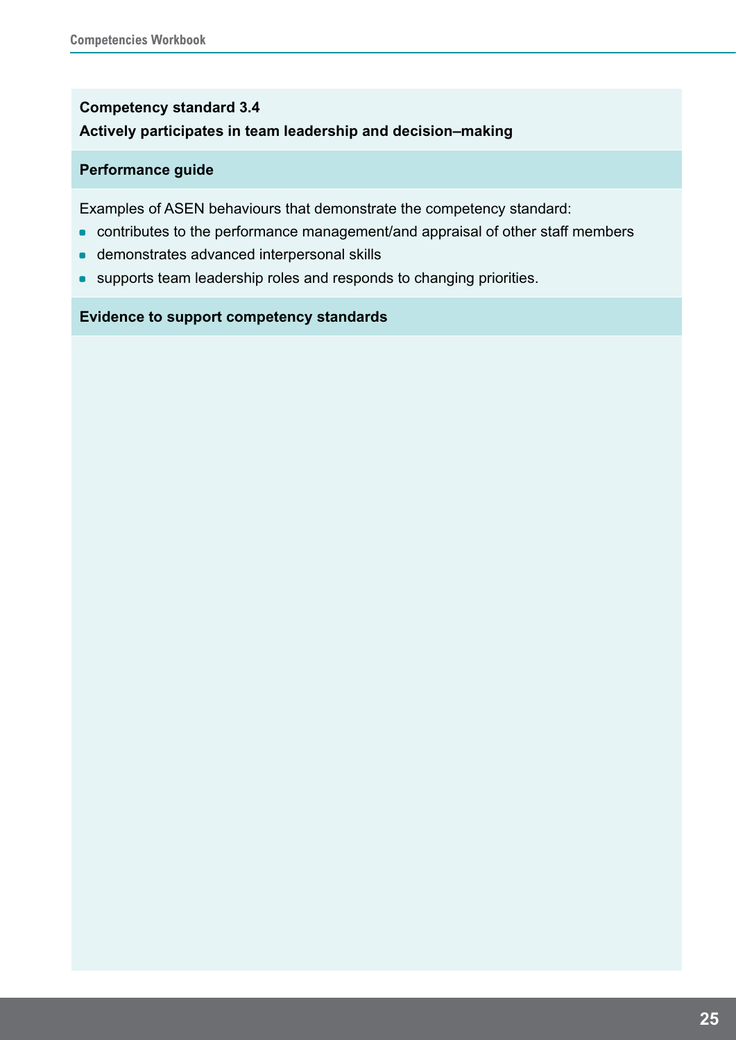**Competency standard 3.4**

**Actively participates in team leadership and decision–making**

**Performance guide**

Examples of ASEN behaviours that demonstrate the competency standard:

- contributes to the performance management/and appraisal of other staff members
- demonstrates advanced interpersonal skills
- supports team leadership roles and responds to changing priorities.

**Evidence to support competency standards**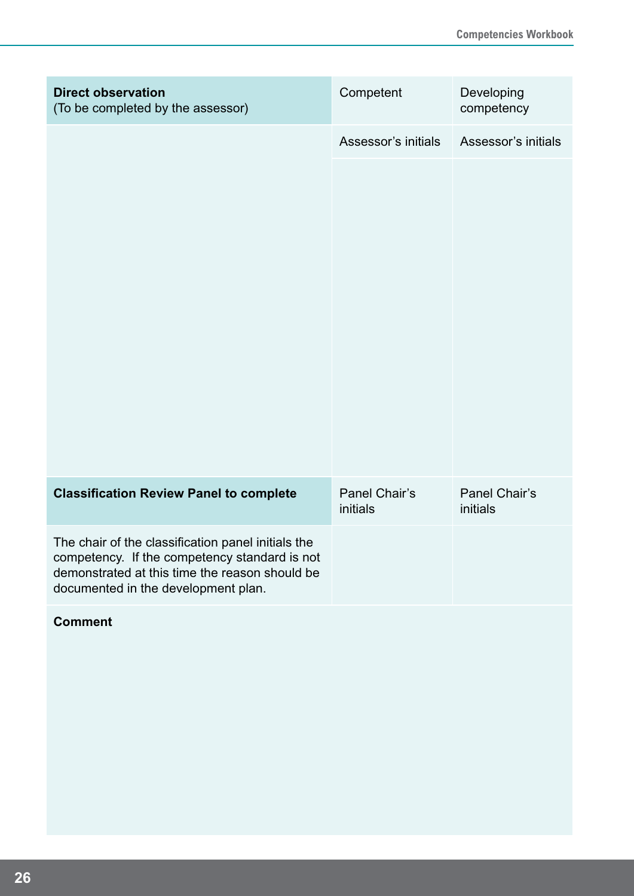| **Direct observation** (To be completed by the assessor) | Competent | Developing competency |
| --- | --- | --- |
| | Assessor's initials | Assessor's initials |
| | | |
| **Classification Review Panel to complete** | Panel Chair's initials | Panel Chair's initials |
| The chair of the classification panel initials the competency. If the competency standard is not demonstrated at this time the reason should be documented in the development plan. | | |

**Comment**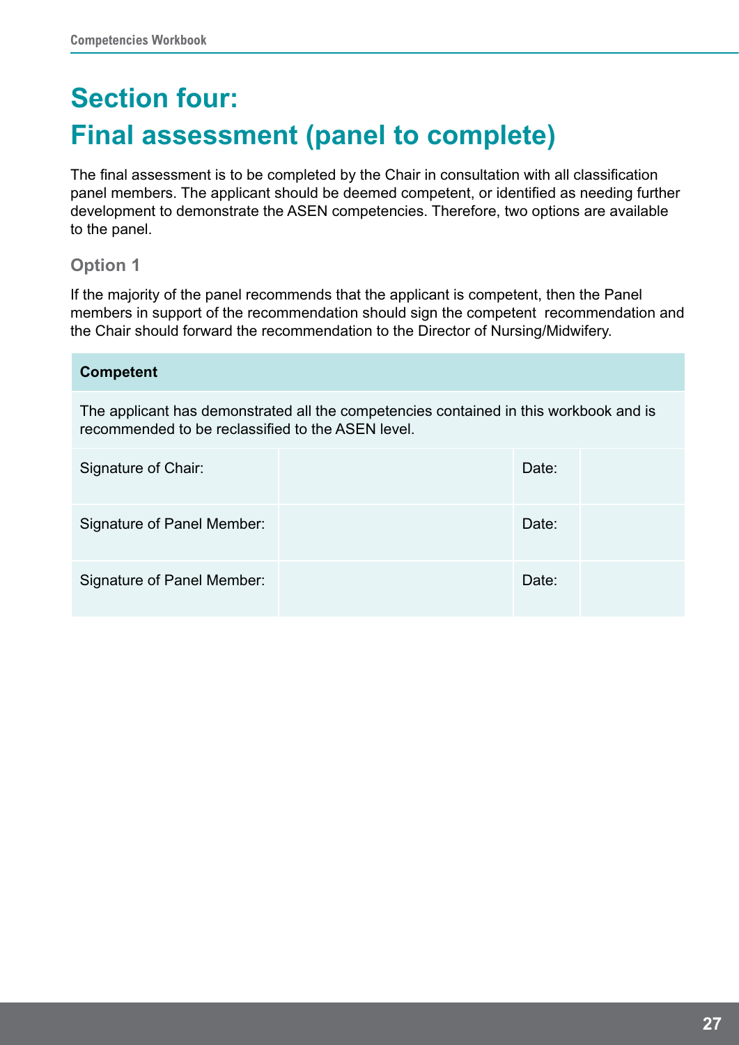# Section four: Final assessment (panel to complete)

The final assessment is to be completed by the Chair in consultation with all classification panel members. The applicant should be deemed competent, or identified as needing further development to demonstrate the ASEN competencies. Therefore, two options are available to the panel.

### Option 1

If the majority of the panel recommends that the applicant is competent, then the Panel members in support of the recommendation should sign the competent recommendation and the Chair should forward the recommendation to the Director of Nursing/Midwifery.

| **Competent** | | | |
|---|---|---|---|
| The applicant has demonstrated all the competencies contained in this workbook and is recommended to be reclassified to the ASEN level. | | | |
| Signature of Chair: | | Date: | |
| Signature of Panel Member: | | Date: | |
| Signature of Panel Member: | | Date: | |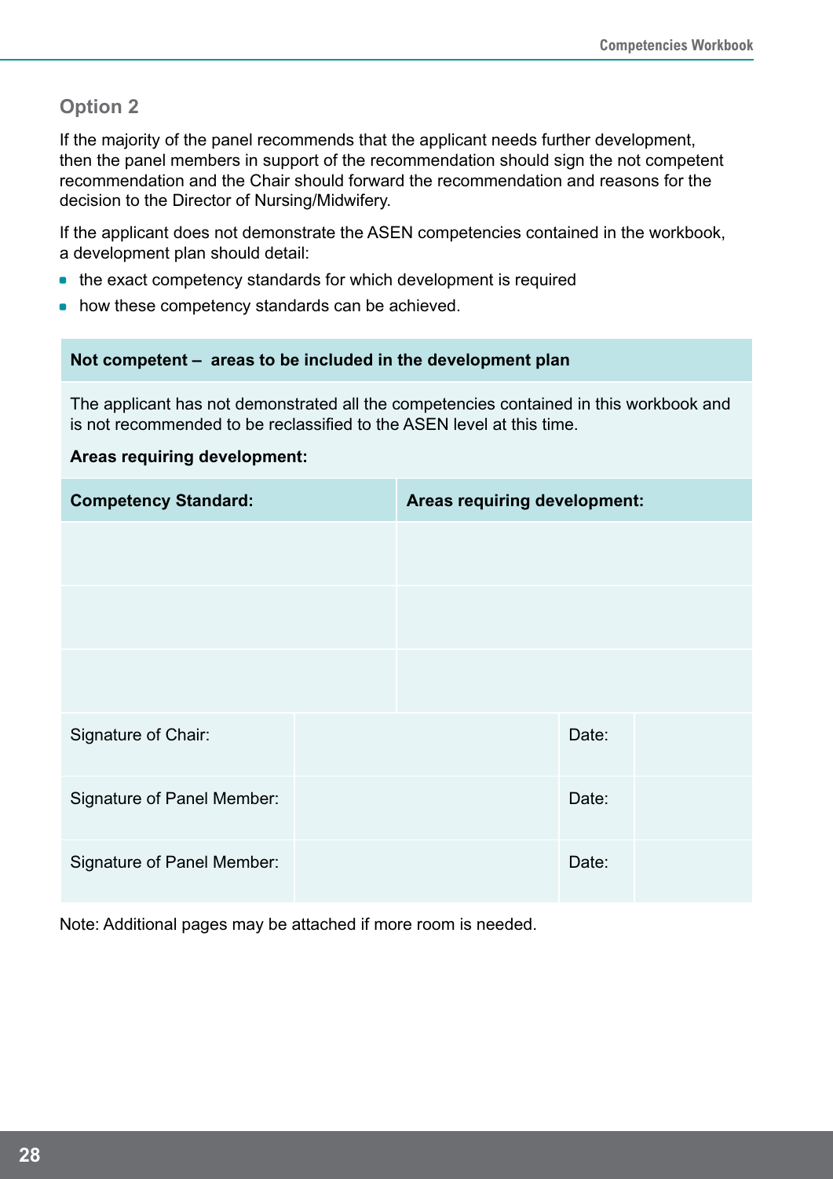## Option 2

If the majority of the panel recommends that the applicant needs further development, then the panel members in support of the recommendation should sign the not competent recommendation and the Chair should forward the recommendation and reasons for the decision to the Director of Nursing/Midwifery.

If the applicant does not demonstrate the ASEN competencies contained in the workbook, a development plan should detail:

- the exact competency standards for which development is required
- how these competency standards can be achieved.

| **Not competent – areas to be included in the development plan** | | | |
|---|---|---|---|
| The applicant has not demonstrated all the competencies contained in this workbook and is not recommended to be reclassified to the ASEN level at this time.<br><br>**Areas requiring development:** | | | |
| **Competency Standard:** | **Areas requiring development:** | | |
| | | | |
| | | | |
| | | | |
| Signature of Chair: | | Date: | |
| Signature of Panel Member: | | Date: | |
| Signature of Panel Member: | | Date: | |

Note: Additional pages may be attached if more room is needed.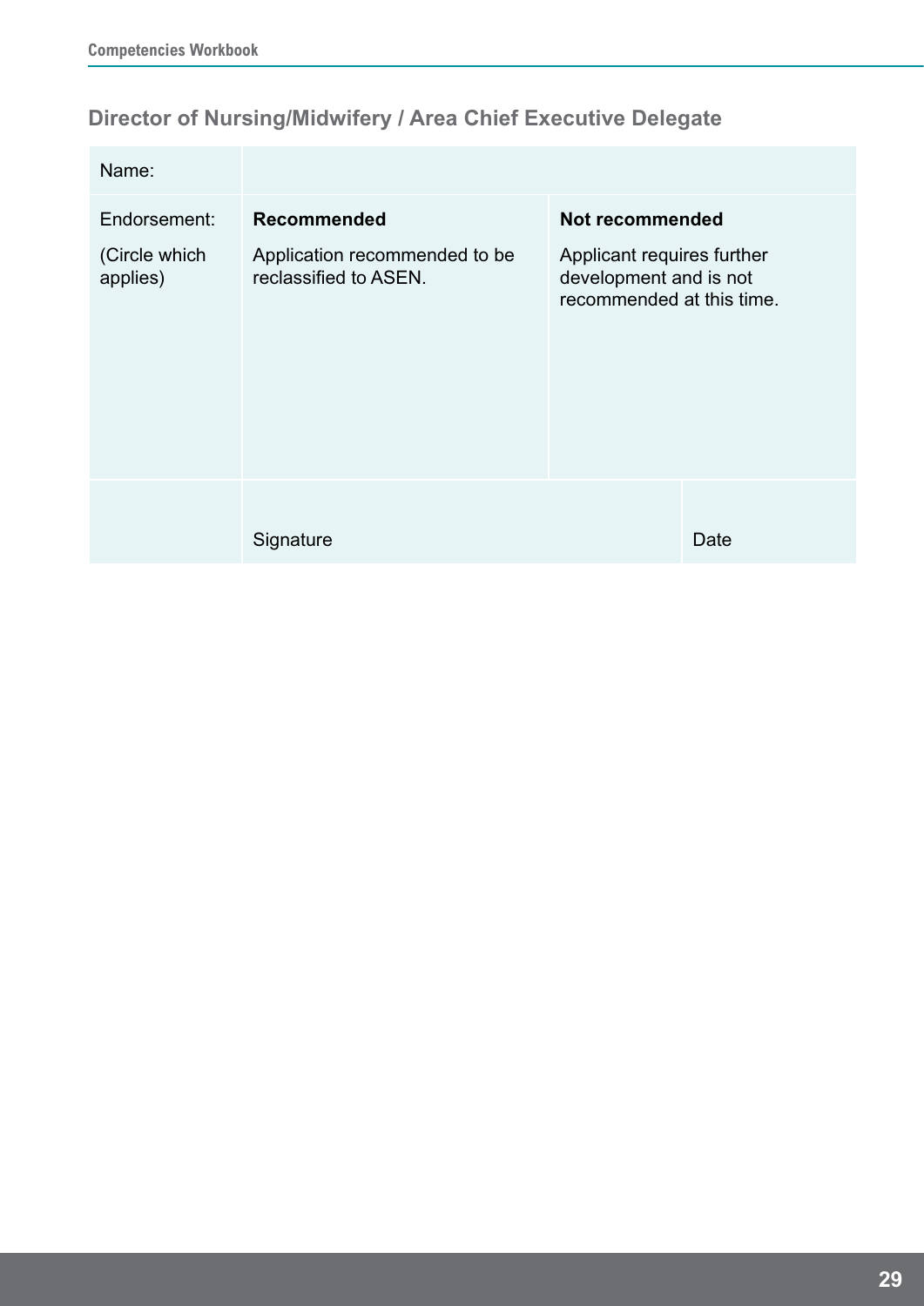## Director of Nursing/Midwifery / Area Chief Executive Delegate

| Name: | | | |
|---|---|---|---|
| Endorsement:<br><br>(Circle which applies) | **Recommended**<br><br>Application recommended to be reclassified to ASEN. | **Not recommended**<br><br>Applicant requires further development and is not recommended at this time. | |
| | Signature | | Date |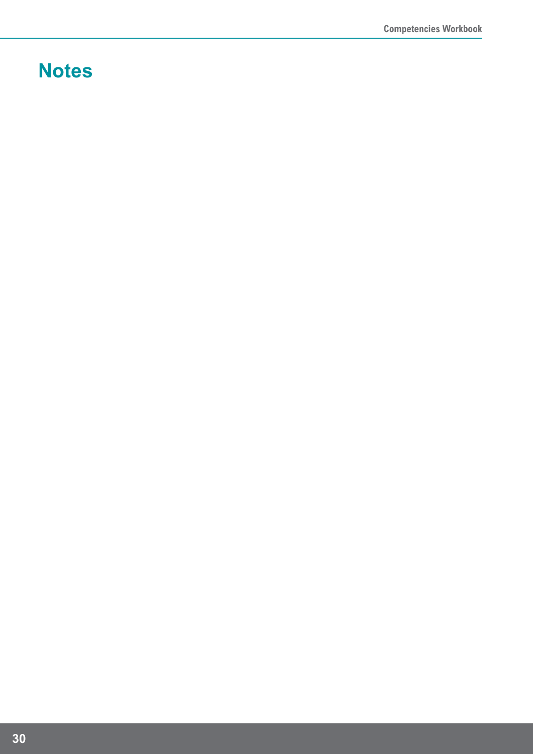# Notes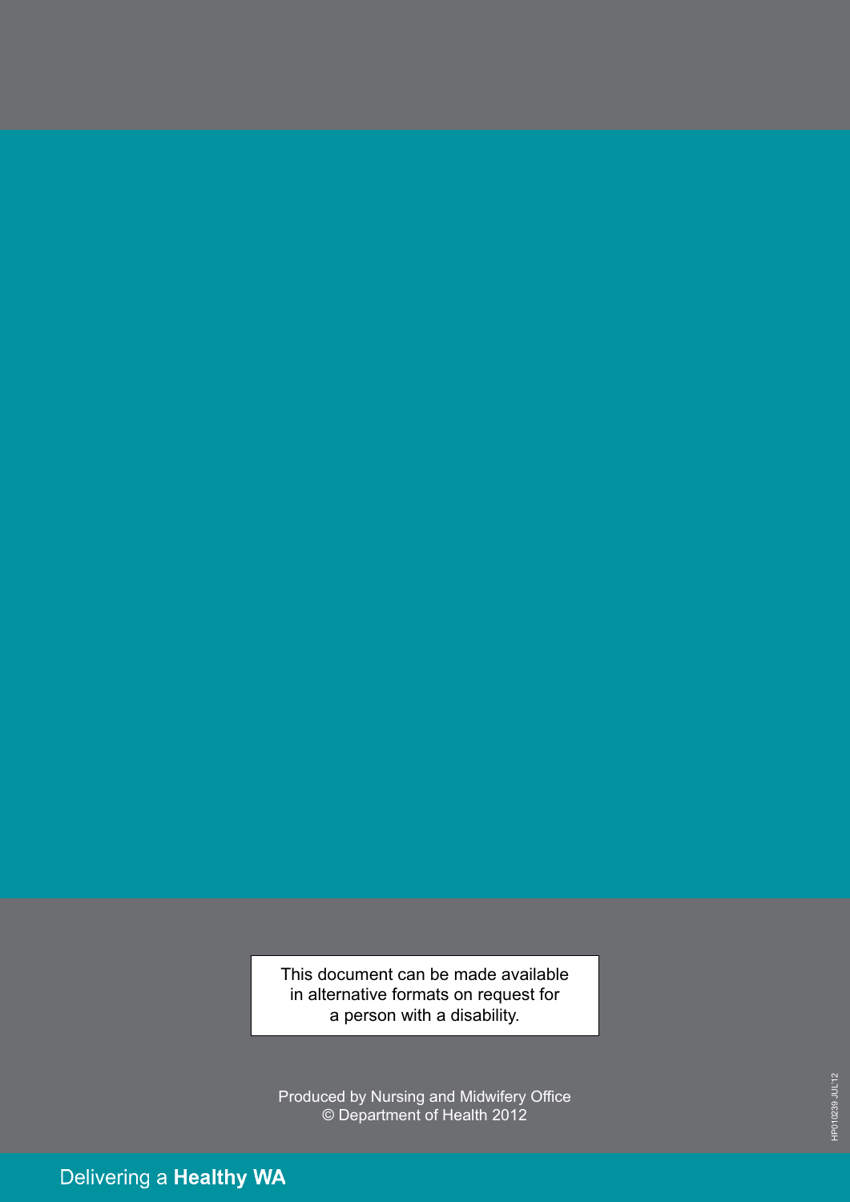This document can be made available in alternative formats on request for a person with a disability.

Produced by Nursing and Midwifery Office
© Department of Health 2012

HP010239 JUL'12

Delivering a **Healthy WA**